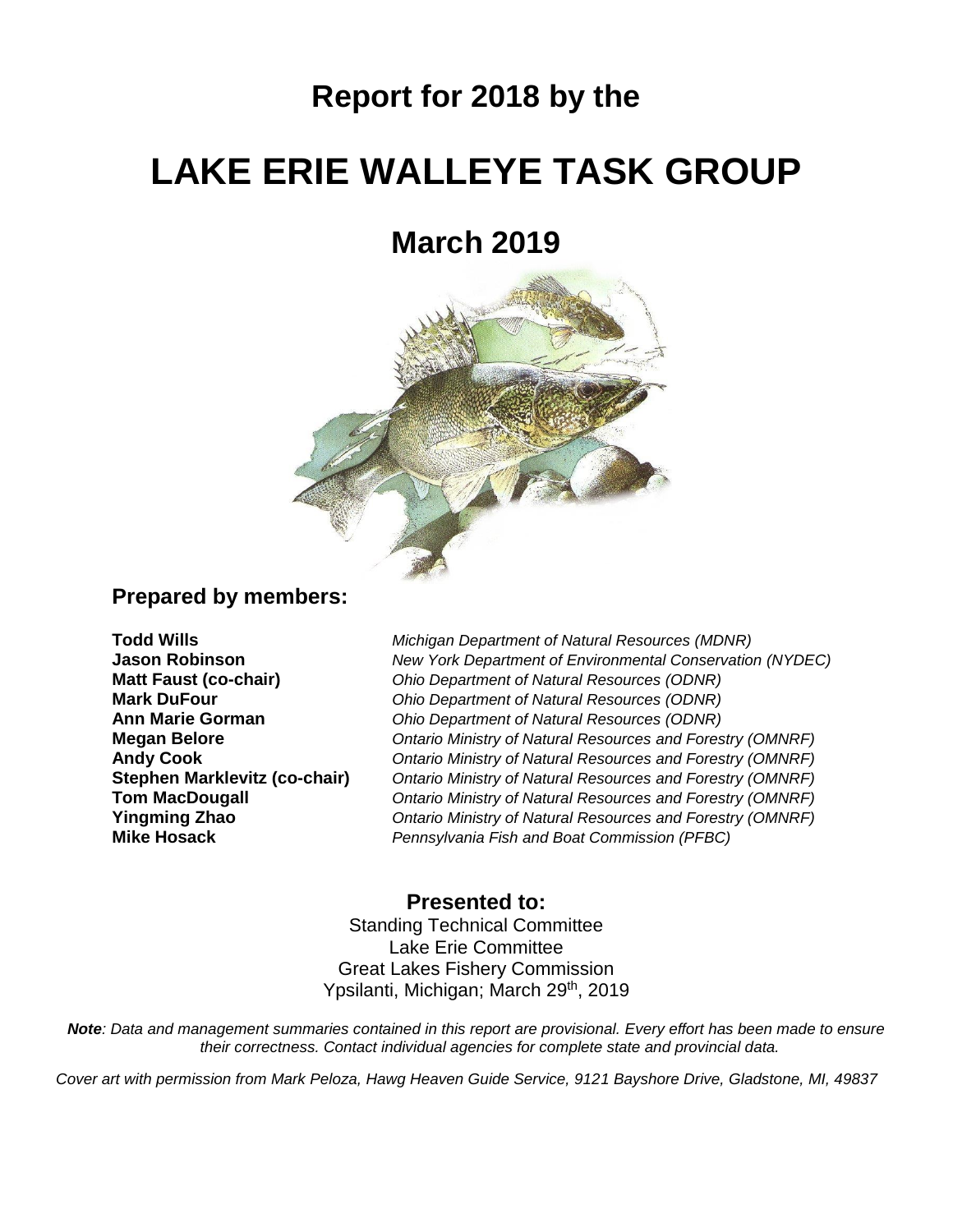## Report for 2018 by the

# LAKE ERIE WALLEYE TASK GROUP

## March 2019

### Prepared by members:

| | |
|---|---|
| **Todd Wills** | *Michigan Department of Natural Resources (MDNR)* |
| **Jason Robinson** | *New York Department of Environmental Conservation (NYDEC)* |
| **Matt Faust (co-chair)** | *Ohio Department of Natural Resources (ODNR)* |
| **Mark DuFour** | *Ohio Department of Natural Resources (ODNR)* |
| **Ann Marie Gorman** | *Ohio Department of Natural Resources (ODNR)* |
| **Megan Belore** | *Ontario Ministry of Natural Resources and Forestry (OMNRF)* |
| **Andy Cook** | *Ontario Ministry of Natural Resources and Forestry (OMNRF)* |
| **Stephen Marklevitz (co-chair)** | *Ontario Ministry of Natural Resources and Forestry (OMNRF)* |
| **Tom MacDougall** | *Ontario Ministry of Natural Resources and Forestry (OMNRF)* |
| **Yingming Zhao** | *Ontario Ministry of Natural Resources and Forestry (OMNRF)* |
| **Mike Hosack** | *Pennsylvania Fish and Boat Commission (PFBC)* |

### Presented to:

Standing Technical Committee
Lake Erie Committee
Great Lakes Fishery Commission
Ypsilanti, Michigan; March 29th, 2019

***Note**: Data and management summaries contained in this report are provisional. Every effort has been made to ensure their correctness. Contact individual agencies for complete state and provincial data.*

*Cover art with permission from Mark Peloza, Hawg Heaven Guide Service, 9121 Bayshore Drive, Gladstone, MI, 49837*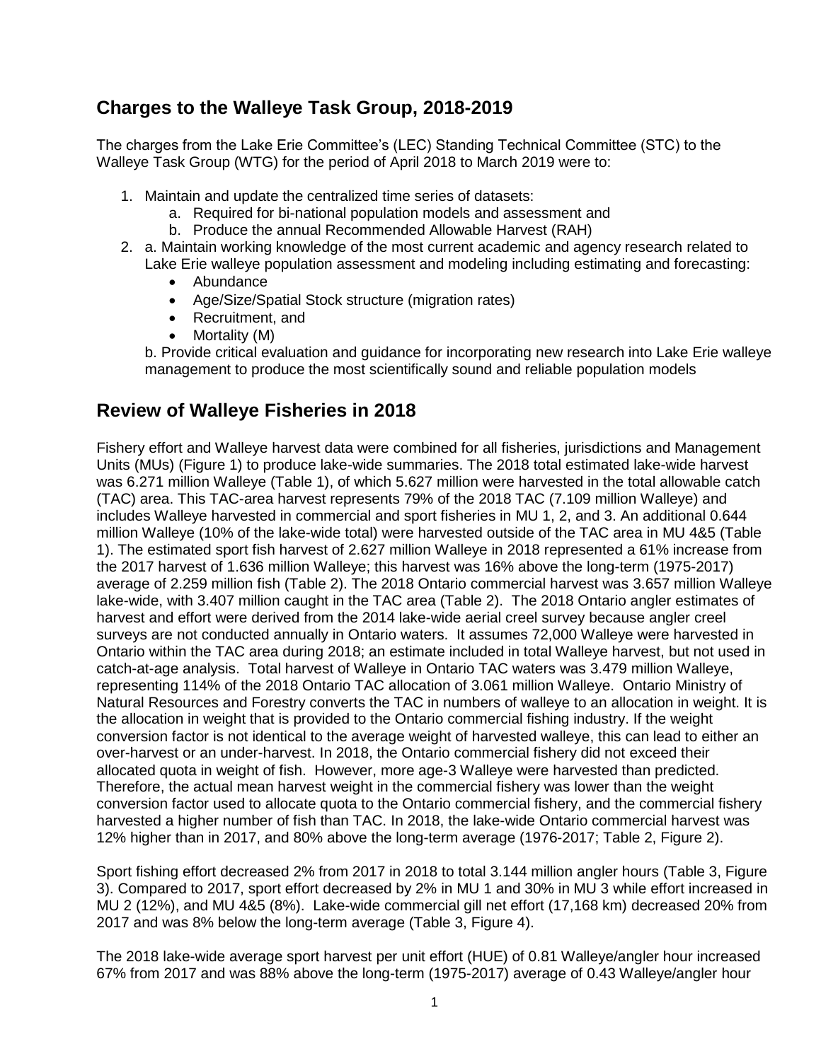## Charges to the Walleye Task Group, 2018-2019

The charges from the Lake Erie Committee's (LEC) Standing Technical Committee (STC) to the Walleye Task Group (WTG) for the period of April 2018 to March 2019 were to:

1. Maintain and update the centralized time series of datasets:
    a. Required for bi-national population models and assessment and
    b. Produce the annual Recommended Allowable Harvest (RAH)
2. a. Maintain working knowledge of the most current academic and agency research related to Lake Erie walleye population assessment and modeling including estimating and forecasting:
    - Abundance
    - Age/Size/Spatial Stock structure (migration rates)
    - Recruitment, and
    - Mortality (M)

    b. Provide critical evaluation and guidance for incorporating new research into Lake Erie walleye management to produce the most scientifically sound and reliable population models

## Review of Walleye Fisheries in 2018

Fishery effort and Walleye harvest data were combined for all fisheries, jurisdictions and Management Units (MUs) (Figure 1) to produce lake-wide summaries. The 2018 total estimated lake-wide harvest was 6.271 million Walleye (Table 1), of which 5.627 million were harvested in the total allowable catch (TAC) area. This TAC-area harvest represents 79% of the 2018 TAC (7.109 million Walleye) and includes Walleye harvested in commercial and sport fisheries in MU 1, 2, and 3. An additional 0.644 million Walleye (10% of the lake-wide total) were harvested outside of the TAC area in MU 4&5 (Table 1). The estimated sport fish harvest of 2.627 million Walleye in 2018 represented a 61% increase from the 2017 harvest of 1.636 million Walleye; this harvest was 16% above the long-term (1975-2017) average of 2.259 million fish (Table 2). The 2018 Ontario commercial harvest was 3.657 million Walleye lake-wide, with 3.407 million caught in the TAC area (Table 2). The 2018 Ontario angler estimates of harvest and effort were derived from the 2014 lake-wide aerial creel survey because angler creel surveys are not conducted annually in Ontario waters. It assumes 72,000 Walleye were harvested in Ontario within the TAC area during 2018; an estimate included in total Walleye harvest, but not used in catch-at-age analysis. Total harvest of Walleye in Ontario TAC waters was 3.479 million Walleye, representing 114% of the 2018 Ontario TAC allocation of 3.061 million Walleye. Ontario Ministry of Natural Resources and Forestry converts the TAC in numbers of walleye to an allocation in weight. It is the allocation in weight that is provided to the Ontario commercial fishing industry. If the weight conversion factor is not identical to the average weight of harvested walleye, this can lead to either an over-harvest or an under-harvest. In 2018, the Ontario commercial fishery did not exceed their allocated quota in weight of fish. However, more age-3 Walleye were harvested than predicted. Therefore, the actual mean harvest weight in the commercial fishery was lower than the weight conversion factor used to allocate quota to the Ontario commercial fishery, and the commercial fishery harvested a higher number of fish than TAC. In 2018, the lake-wide Ontario commercial harvest was 12% higher than in 2017, and 80% above the long-term average (1976-2017; Table 2, Figure 2).

Sport fishing effort decreased 2% from 2017 in 2018 to total 3.144 million angler hours (Table 3, Figure 3). Compared to 2017, sport effort decreased by 2% in MU 1 and 30% in MU 3 while effort increased in MU 2 (12%), and MU 4&5 (8%). Lake-wide commercial gill net effort (17,168 km) decreased 20% from 2017 and was 8% below the long-term average (Table 3, Figure 4).

The 2018 lake-wide average sport harvest per unit effort (HUE) of 0.81 Walleye/angler hour increased 67% from 2017 and was 88% above the long-term (1975-2017) average of 0.43 Walleye/angler hour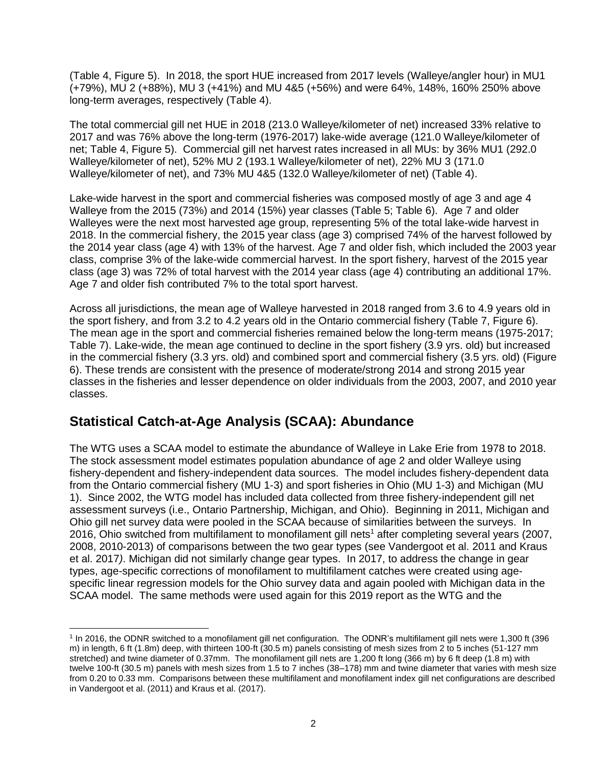(Table 4, Figure 5). In 2018, the sport HUE increased from 2017 levels (Walleye/angler hour) in MU1 (+79%), MU 2 (+88%), MU 3 (+41%) and MU 4&5 (+56%) and were 64%, 148%, 160% 250% above long-term averages, respectively (Table 4).

The total commercial gill net HUE in 2018 (213.0 Walleye/kilometer of net) increased 33% relative to 2017 and was 76% above the long-term (1976-2017) lake-wide average (121.0 Walleye/kilometer of net; Table 4, Figure 5). Commercial gill net harvest rates increased in all MUs: by 36% MU1 (292.0 Walleye/kilometer of net), 52% MU 2 (193.1 Walleye/kilometer of net), 22% MU 3 (171.0 Walleye/kilometer of net), and 73% MU 4&5 (132.0 Walleye/kilometer of net) (Table 4).

Lake-wide harvest in the sport and commercial fisheries was composed mostly of age 3 and age 4 Walleye from the 2015 (73%) and 2014 (15%) year classes (Table 5; Table 6). Age 7 and older Walleyes were the next most harvested age group, representing 5% of the total lake-wide harvest in 2018. In the commercial fishery, the 2015 year class (age 3) comprised 74% of the harvest followed by the 2014 year class (age 4) with 13% of the harvest. Age 7 and older fish, which included the 2003 year class, comprise 3% of the lake-wide commercial harvest. In the sport fishery, harvest of the 2015 year class (age 3) was 72% of total harvest with the 2014 year class (age 4) contributing an additional 17%. Age 7 and older fish contributed 7% to the total sport harvest.

Across all jurisdictions, the mean age of Walleye harvested in 2018 ranged from 3.6 to 4.9 years old in the sport fishery, and from 3.2 to 4.2 years old in the Ontario commercial fishery (Table 7, Figure 6). The mean age in the sport and commercial fisheries remained below the long-term means (1975-2017; Table 7). Lake-wide, the mean age continued to decline in the sport fishery (3.9 yrs. old) but increased in the commercial fishery (3.3 yrs. old) and combined sport and commercial fishery (3.5 yrs. old) (Figure 6). These trends are consistent with the presence of moderate/strong 2014 and strong 2015 year classes in the fisheries and lesser dependence on older individuals from the 2003, 2007, and 2010 year classes.

## Statistical Catch-at-Age Analysis (SCAA): Abundance

The WTG uses a SCAA model to estimate the abundance of Walleye in Lake Erie from 1978 to 2018. The stock assessment model estimates population abundance of age 2 and older Walleye using fishery-dependent and fishery-independent data sources. The model includes fishery-dependent data from the Ontario commercial fishery (MU 1-3) and sport fisheries in Ohio (MU 1-3) and Michigan (MU 1). Since 2002, the WTG model has included data collected from three fishery-independent gill net assessment surveys (i.e., Ontario Partnership, Michigan, and Ohio). Beginning in 2011, Michigan and Ohio gill net survey data were pooled in the SCAA because of similarities between the surveys. In 2016, Ohio switched from multifilament to monofilament gill nets[1] after completing several years (2007, 2008, 2010-2013) of comparisons between the two gear types (see Vandergoot et al. 2011 and Kraus et al. 2017). Michigan did not similarly change gear types. In 2017, to address the change in gear types, age-specific corrections of monofilament to multifilament catches were created using age-specific linear regression models for the Ohio survey data and again pooled with Michigan data in the SCAA model. The same methods were used again for this 2019 report as the WTG and the

[1] In 2016, the ODNR switched to a monofilament gill net configuration. The ODNR's multifilament gill nets were 1,300 ft (396 m) in length, 6 ft (1.8m) deep, with thirteen 100-ft (30.5 m) panels consisting of mesh sizes from 2 to 5 inches (51-127 mm stretched) and twine diameter of 0.37mm. The monofilament gill nets are 1,200 ft long (366 m) by 6 ft deep (1.8 m) with twelve 100-ft (30.5 m) panels with mesh sizes from 1.5 to 7 inches (38–178) mm and twine diameter that varies with mesh size from 0.20 to 0.33 mm. Comparisons between these multifilament and monofilament index gill net configurations are described in Vandergoot et al. (2011) and Kraus et al. (2017).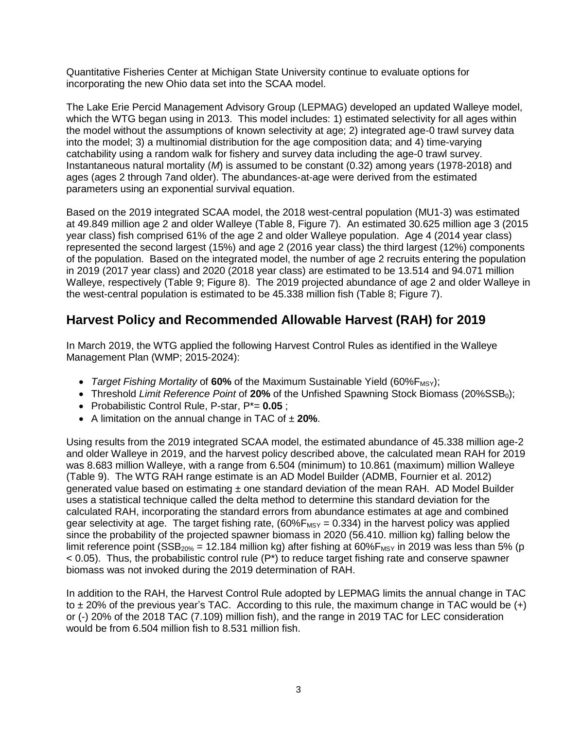Quantitative Fisheries Center at Michigan State University continue to evaluate options for incorporating the new Ohio data set into the SCAA model.

The Lake Erie Percid Management Advisory Group (LEPMAG) developed an updated Walleye model, which the WTG began using in 2013. This model includes: 1) estimated selectivity for all ages within the model without the assumptions of known selectivity at age; 2) integrated age-0 trawl survey data into the model; 3) a multinomial distribution for the age composition data; and 4) time-varying catchability using a random walk for fishery and survey data including the age-0 trawl survey. Instantaneous natural mortality (*M*) is assumed to be constant (0.32) among years (1978-2018) and ages (ages 2 through 7and older). The abundances-at-age were derived from the estimated parameters using an exponential survival equation.

Based on the 2019 integrated SCAA model, the 2018 west-central population (MU1-3) was estimated at 49.849 million age 2 and older Walleye (Table 8, Figure 7). An estimated 30.625 million age 3 (2015 year class) fish comprised 61% of the age 2 and older Walleye population. Age 4 (2014 year class) represented the second largest (15%) and age 2 (2016 year class) the third largest (12%) components of the population. Based on the integrated model, the number of age 2 recruits entering the population in 2019 (2017 year class) and 2020 (2018 year class) are estimated to be 13.514 and 94.071 million Walleye, respectively (Table 9; Figure 8). The 2019 projected abundance of age 2 and older Walleye in the west-central population is estimated to be 45.338 million fish (Table 8; Figure 7).

## Harvest Policy and Recommended Allowable Harvest (RAH) for 2019

In March 2019, the WTG applied the following Harvest Control Rules as identified in the Walleye Management Plan (WMP; 2015-2024):

- *Target Fishing Mortality* of **60%** of the Maximum Sustainable Yield (60%$F_{MSY}$);
- Threshold *Limit Reference Point* of **20%** of the Unfished Spawning Stock Biomass (20%$SSB_0$);
- Probabilistic Control Rule, P-star, P*= **0.05** ;
- A limitation on the annual change in TAC of ± **20%**.

Using results from the 2019 integrated SCAA model, the estimated abundance of 45.338 million age-2 and older Walleye in 2019, and the harvest policy described above, the calculated mean RAH for 2019 was 8.683 million Walleye, with a range from 6.504 (minimum) to 10.861 (maximum) million Walleye (Table 9). The WTG RAH range estimate is an AD Model Builder (ADMB, Fournier et al. 2012) generated value based on estimating ± one standard deviation of the mean RAH. AD Model Builder uses a statistical technique called the delta method to determine this standard deviation for the calculated RAH, incorporating the standard errors from abundance estimates at age and combined gear selectivity at age. The target fishing rate, (60%$F_{MSY}$ = 0.334) in the harvest policy was applied since the probability of the projected spawner biomass in 2020 (56.410. million kg) falling below the limit reference point ($SSB_{20\%}$ = 12.184 million kg) after fishing at 60%$F_{MSY}$ in 2019 was less than 5% ($p < 0.05$). Thus, the probabilistic control rule (P*) to reduce target fishing rate and conserve spawner biomass was not invoked during the 2019 determination of RAH.

In addition to the RAH, the Harvest Control Rule adopted by LEPMAG limits the annual change in TAC to ± 20% of the previous year's TAC. According to this rule, the maximum change in TAC would be (+) or (-) 20% of the 2018 TAC (7.109) million fish), and the range in 2019 TAC for LEC consideration would be from 6.504 million fish to 8.531 million fish.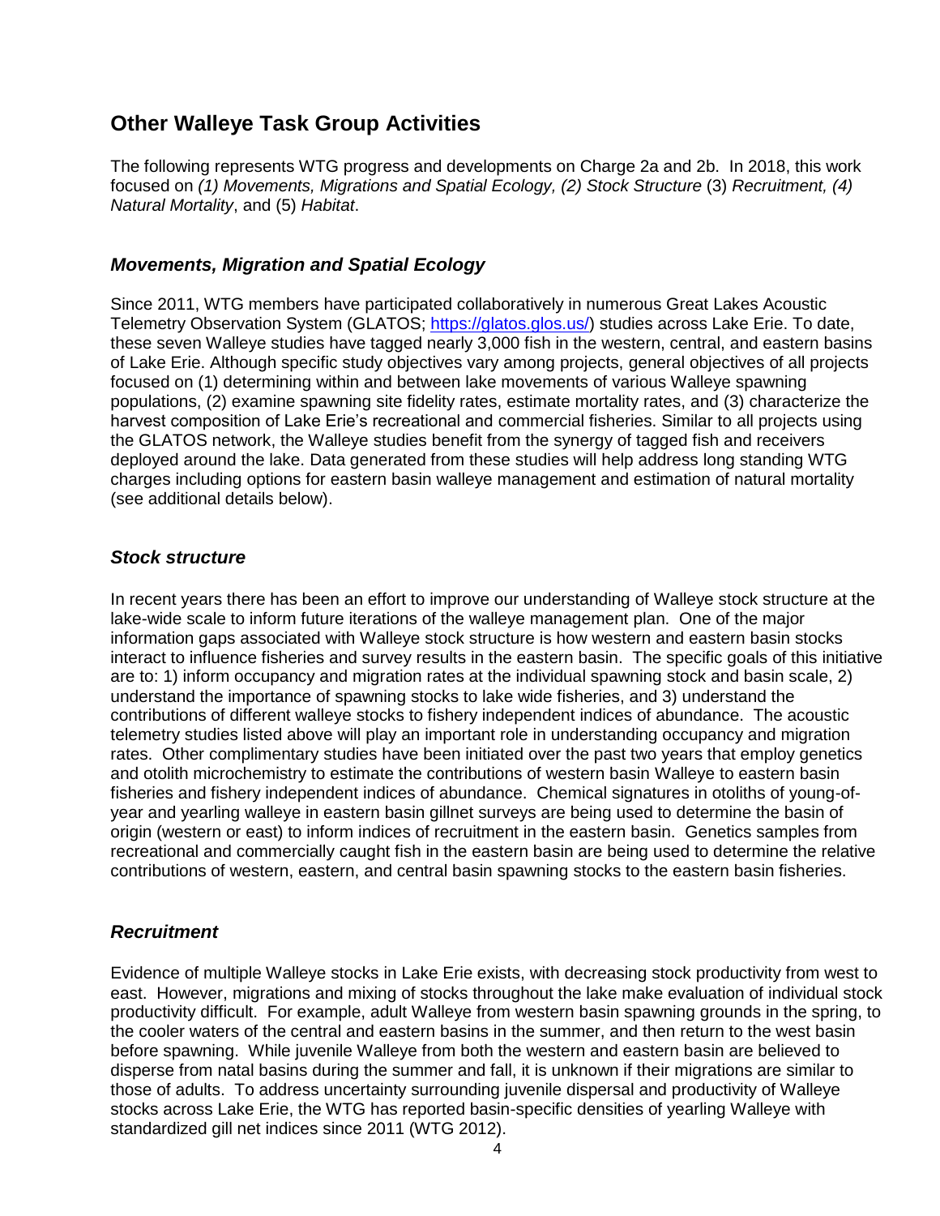## Other Walleye Task Group Activities

The following represents WTG progress and developments on Charge 2a and 2b. In 2018, this work focused on *(1) Movements, Migrations and Spatial Ecology, (2) Stock Structure* (3) *Recruitment, (4) Natural Mortality*, and (5) *Habitat*.

### *Movements, Migration and Spatial Ecology*

Since 2011, WTG members have participated collaboratively in numerous Great Lakes Acoustic Telemetry Observation System (GLATOS; https://glatos.glos.us/) studies across Lake Erie. To date, these seven Walleye studies have tagged nearly 3,000 fish in the western, central, and eastern basins of Lake Erie. Although specific study objectives vary among projects, general objectives of all projects focused on (1) determining within and between lake movements of various Walleye spawning populations, (2) examine spawning site fidelity rates, estimate mortality rates, and (3) characterize the harvest composition of Lake Erie's recreational and commercial fisheries. Similar to all projects using the GLATOS network, the Walleye studies benefit from the synergy of tagged fish and receivers deployed around the lake. Data generated from these studies will help address long standing WTG charges including options for eastern basin walleye management and estimation of natural mortality (see additional details below).

### *Stock structure*

In recent years there has been an effort to improve our understanding of Walleye stock structure at the lake-wide scale to inform future iterations of the walleye management plan. One of the major information gaps associated with Walleye stock structure is how western and eastern basin stocks interact to influence fisheries and survey results in the eastern basin. The specific goals of this initiative are to: 1) inform occupancy and migration rates at the individual spawning stock and basin scale, 2) understand the importance of spawning stocks to lake wide fisheries, and 3) understand the contributions of different walleye stocks to fishery independent indices of abundance. The acoustic telemetry studies listed above will play an important role in understanding occupancy and migration rates. Other complimentary studies have been initiated over the past two years that employ genetics and otolith microchemistry to estimate the contributions of western basin Walleye to eastern basin fisheries and fishery independent indices of abundance. Chemical signatures in otoliths of young-of-year and yearling walleye in eastern basin gillnet surveys are being used to determine the basin of origin (western or east) to inform indices of recruitment in the eastern basin. Genetics samples from recreational and commercially caught fish in the eastern basin are being used to determine the relative contributions of western, eastern, and central basin spawning stocks to the eastern basin fisheries.

### *Recruitment*

Evidence of multiple Walleye stocks in Lake Erie exists, with decreasing stock productivity from west to east. However, migrations and mixing of stocks throughout the lake make evaluation of individual stock productivity difficult. For example, adult Walleye from western basin spawning grounds in the spring, to the cooler waters of the central and eastern basins in the summer, and then return to the west basin before spawning. While juvenile Walleye from both the western and eastern basin are believed to disperse from natal basins during the summer and fall, it is unknown if their migrations are similar to those of adults. To address uncertainty surrounding juvenile dispersal and productivity of Walleye stocks across Lake Erie, the WTG has reported basin-specific densities of yearling Walleye with standardized gill net indices since 2011 (WTG 2012).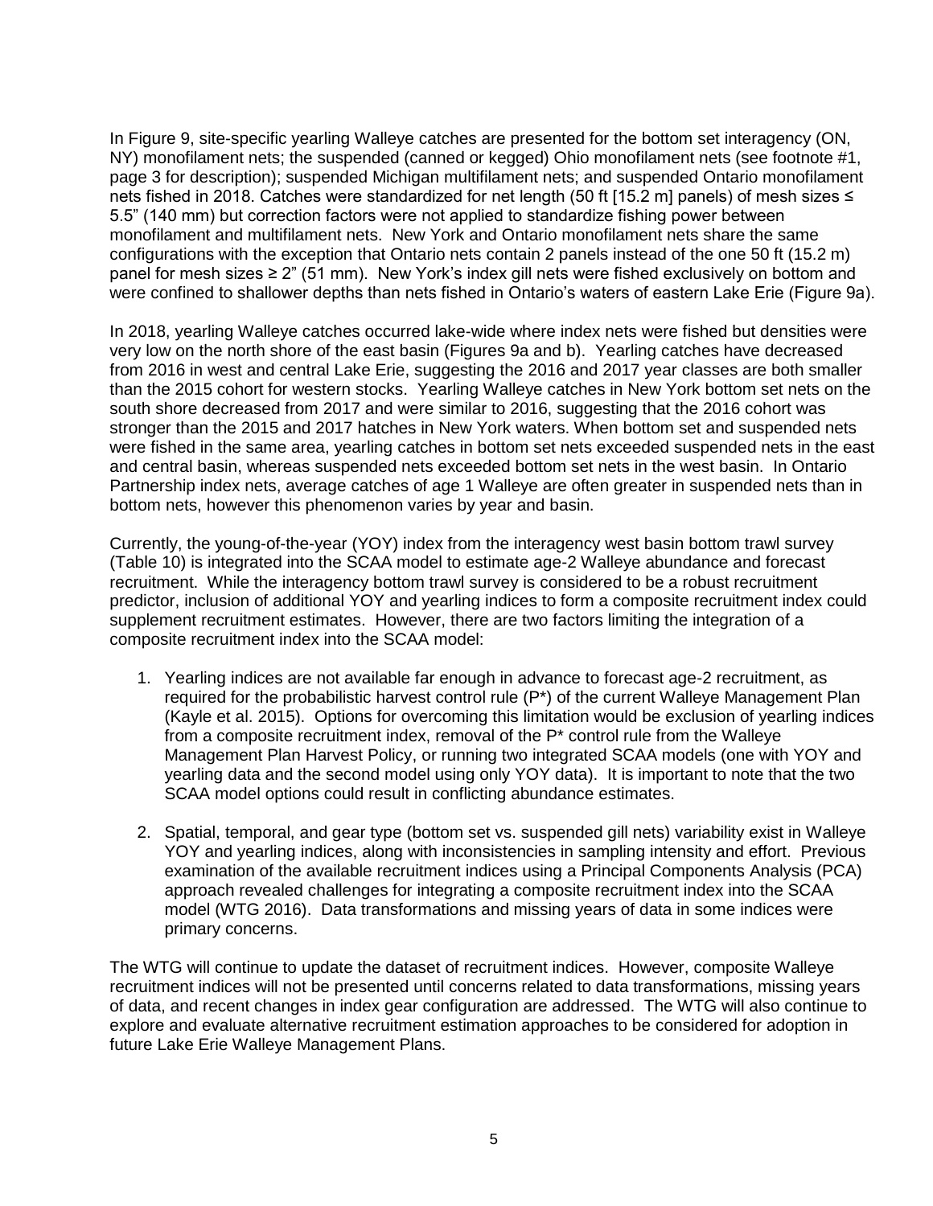In Figure 9, site-specific yearling Walleye catches are presented for the bottom set interagency (ON, NY) monofilament nets; the suspended (canned or kegged) Ohio monofilament nets (see footnote #1, page 3 for description); suspended Michigan multifilament nets; and suspended Ontario monofilament nets fished in 2018. Catches were standardized for net length (50 ft [15.2 m] panels) of mesh sizes ≤ 5.5" (140 mm) but correction factors were not applied to standardize fishing power between monofilament and multifilament nets. New York and Ontario monofilament nets share the same configurations with the exception that Ontario nets contain 2 panels instead of the one 50 ft (15.2 m) panel for mesh sizes ≥ 2" (51 mm). New York's index gill nets were fished exclusively on bottom and were confined to shallower depths than nets fished in Ontario's waters of eastern Lake Erie (Figure 9a).

In 2018, yearling Walleye catches occurred lake-wide where index nets were fished but densities were very low on the north shore of the east basin (Figures 9a and b). Yearling catches have decreased from 2016 in west and central Lake Erie, suggesting the 2016 and 2017 year classes are both smaller than the 2015 cohort for western stocks. Yearling Walleye catches in New York bottom set nets on the south shore decreased from 2017 and were similar to 2016, suggesting that the 2016 cohort was stronger than the 2015 and 2017 hatches in New York waters. When bottom set and suspended nets were fished in the same area, yearling catches in bottom set nets exceeded suspended nets in the east and central basin, whereas suspended nets exceeded bottom set nets in the west basin. In Ontario Partnership index nets, average catches of age 1 Walleye are often greater in suspended nets than in bottom nets, however this phenomenon varies by year and basin.

Currently, the young-of-the-year (YOY) index from the interagency west basin bottom trawl survey (Table 10) is integrated into the SCAA model to estimate age-2 Walleye abundance and forecast recruitment. While the interagency bottom trawl survey is considered to be a robust recruitment predictor, inclusion of additional YOY and yearling indices to form a composite recruitment index could supplement recruitment estimates. However, there are two factors limiting the integration of a composite recruitment index into the SCAA model:

1. Yearling indices are not available far enough in advance to forecast age-2 recruitment, as required for the probabilistic harvest control rule (P*) of the current Walleye Management Plan (Kayle et al. 2015). Options for overcoming this limitation would be exclusion of yearling indices from a composite recruitment index, removal of the P* control rule from the Walleye Management Plan Harvest Policy, or running two integrated SCAA models (one with YOY and yearling data and the second model using only YOY data). It is important to note that the two SCAA model options could result in conflicting abundance estimates.

2. Spatial, temporal, and gear type (bottom set vs. suspended gill nets) variability exist in Walleye YOY and yearling indices, along with inconsistencies in sampling intensity and effort. Previous examination of the available recruitment indices using a Principal Components Analysis (PCA) approach revealed challenges for integrating a composite recruitment index into the SCAA model (WTG 2016). Data transformations and missing years of data in some indices were primary concerns.

The WTG will continue to update the dataset of recruitment indices. However, composite Walleye recruitment indices will not be presented until concerns related to data transformations, missing years of data, and recent changes in index gear configuration are addressed. The WTG will also continue to explore and evaluate alternative recruitment estimation approaches to be considered for adoption in future Lake Erie Walleye Management Plans.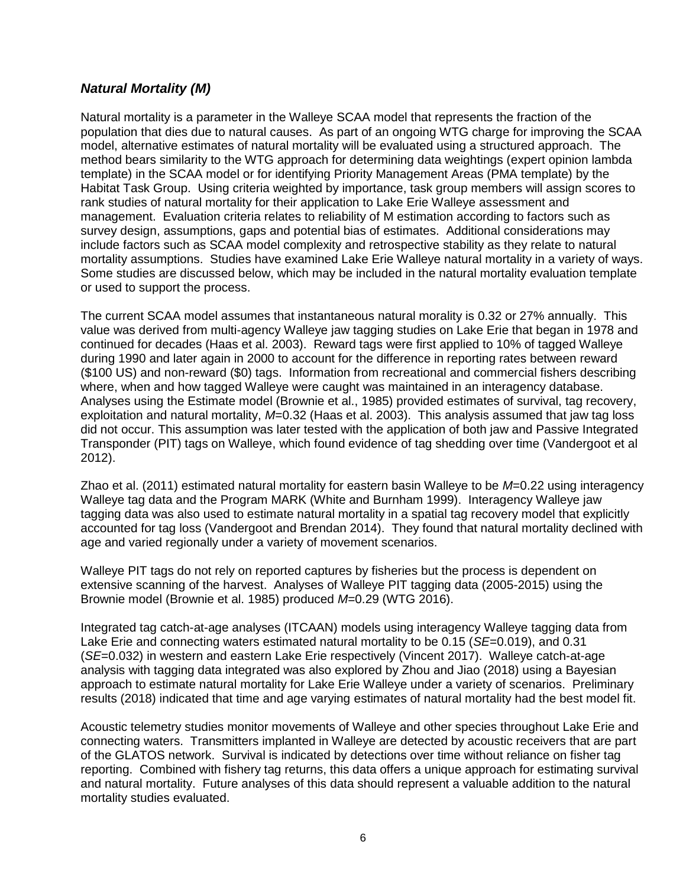### *Natural Mortality (M)*

Natural mortality is a parameter in the Walleye SCAA model that represents the fraction of the population that dies due to natural causes. As part of an ongoing WTG charge for improving the SCAA model, alternative estimates of natural mortality will be evaluated using a structured approach. The method bears similarity to the WTG approach for determining data weightings (expert opinion lambda template) in the SCAA model or for identifying Priority Management Areas (PMA template) by the Habitat Task Group. Using criteria weighted by importance, task group members will assign scores to rank studies of natural mortality for their application to Lake Erie Walleye assessment and management. Evaluation criteria relates to reliability of M estimation according to factors such as survey design, assumptions, gaps and potential bias of estimates. Additional considerations may include factors such as SCAA model complexity and retrospective stability as they relate to natural mortality assumptions. Studies have examined Lake Erie Walleye natural mortality in a variety of ways. Some studies are discussed below, which may be included in the natural mortality evaluation template or used to support the process.

The current SCAA model assumes that instantaneous natural morality is 0.32 or 27% annually. This value was derived from multi-agency Walleye jaw tagging studies on Lake Erie that began in 1978 and continued for decades (Haas et al. 2003). Reward tags were first applied to 10% of tagged Walleye during 1990 and later again in 2000 to account for the difference in reporting rates between reward ($100 US) and non-reward ($0) tags. Information from recreational and commercial fishers describing where, when and how tagged Walleye were caught was maintained in an interagency database. Analyses using the Estimate model (Brownie et al., 1985) provided estimates of survival, tag recovery, exploitation and natural mortality, $M$=0.32 (Haas et al. 2003). This analysis assumed that jaw tag loss did not occur. This assumption was later tested with the application of both jaw and Passive Integrated Transponder (PIT) tags on Walleye, which found evidence of tag shedding over time (Vandergoot et al 2012).

Zhao et al. (2011) estimated natural mortality for eastern basin Walleye to be $M$=0.22 using interagency Walleye tag data and the Program MARK (White and Burnham 1999). Interagency Walleye jaw tagging data was also used to estimate natural mortality in a spatial tag recovery model that explicitly accounted for tag loss (Vandergoot and Brendan 2014). They found that natural mortality declined with age and varied regionally under a variety of movement scenarios.

Walleye PIT tags do not rely on reported captures by fisheries but the process is dependent on extensive scanning of the harvest. Analyses of Walleye PIT tagging data (2005-2015) using the Brownie model (Brownie et al. 1985) produced $M$=0.29 (WTG 2016).

Integrated tag catch-at-age analyses (ITCAAN) models using interagency Walleye tagging data from Lake Erie and connecting waters estimated natural mortality to be 0.15 (*SE*=0.019), and 0.31 (*SE*=0.032) in western and eastern Lake Erie respectively (Vincent 2017). Walleye catch-at-age analysis with tagging data integrated was also explored by Zhou and Jiao (2018) using a Bayesian approach to estimate natural mortality for Lake Erie Walleye under a variety of scenarios. Preliminary results (2018) indicated that time and age varying estimates of natural mortality had the best model fit.

Acoustic telemetry studies monitor movements of Walleye and other species throughout Lake Erie and connecting waters. Transmitters implanted in Walleye are detected by acoustic receivers that are part of the GLATOS network. Survival is indicated by detections over time without reliance on fisher tag reporting. Combined with fishery tag returns, this data offers a unique approach for estimating survival and natural mortality. Future analyses of this data should represent a valuable addition to the natural mortality studies evaluated.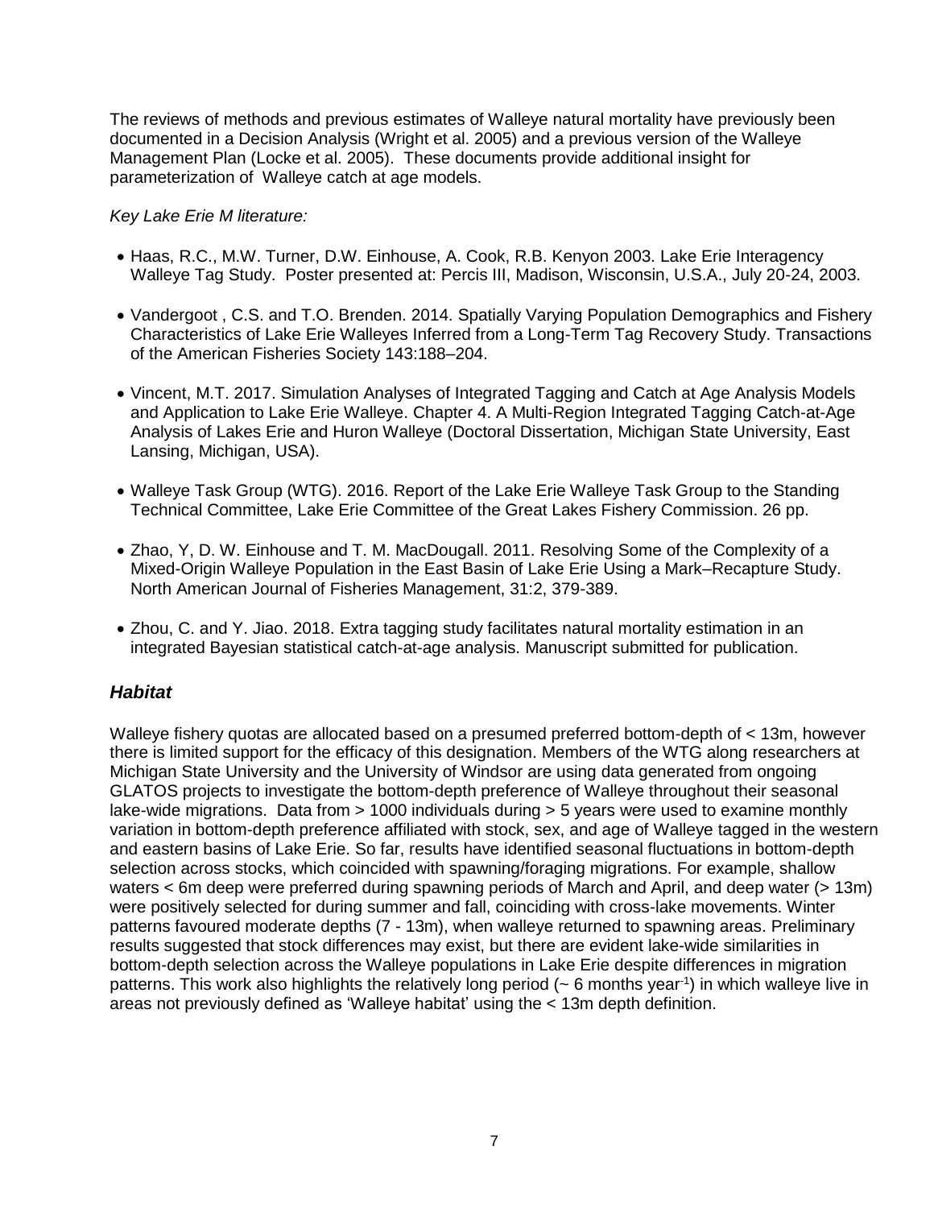The reviews of methods and previous estimates of Walleye natural mortality have previously been documented in a Decision Analysis (Wright et al. 2005) and a previous version of the Walleye Management Plan (Locke et al. 2005). These documents provide additional insight for parameterization of Walleye catch at age models.

*Key Lake Erie M literature:*

- Haas, R.C., M.W. Turner, D.W. Einhouse, A. Cook, R.B. Kenyon 2003. Lake Erie Interagency Walleye Tag Study. Poster presented at: Percis III, Madison, Wisconsin, U.S.A., July 20-24, 2003.
- Vandergoot , C.S. and T.O. Brenden. 2014. Spatially Varying Population Demographics and Fishery Characteristics of Lake Erie Walleyes Inferred from a Long-Term Tag Recovery Study. Transactions of the American Fisheries Society 143:188–204.
- Vincent, M.T. 2017. Simulation Analyses of Integrated Tagging and Catch at Age Analysis Models and Application to Lake Erie Walleye. Chapter 4. A Multi-Region Integrated Tagging Catch-at-Age Analysis of Lakes Erie and Huron Walleye (Doctoral Dissertation, Michigan State University, East Lansing, Michigan, USA).
- Walleye Task Group (WTG). 2016. Report of the Lake Erie Walleye Task Group to the Standing Technical Committee, Lake Erie Committee of the Great Lakes Fishery Commission. 26 pp.
- Zhao, Y, D. W. Einhouse and T. M. MacDougall. 2011. Resolving Some of the Complexity of a Mixed-Origin Walleye Population in the East Basin of Lake Erie Using a Mark–Recapture Study. North American Journal of Fisheries Management, 31:2, 379-389.
- Zhou, C. and Y. Jiao. 2018. Extra tagging study facilitates natural mortality estimation in an integrated Bayesian statistical catch-at-age analysis. Manuscript submitted for publication.

## *Habitat*

Walleye fishery quotas are allocated based on a presumed preferred bottom-depth of < 13m, however there is limited support for the efficacy of this designation. Members of the WTG along researchers at Michigan State University and the University of Windsor are using data generated from ongoing GLATOS projects to investigate the bottom-depth preference of Walleye throughout their seasonal lake-wide migrations. Data from > 1000 individuals during > 5 years were used to examine monthly variation in bottom-depth preference affiliated with stock, sex, and age of Walleye tagged in the western and eastern basins of Lake Erie. So far, results have identified seasonal fluctuations in bottom-depth selection across stocks, which coincided with spawning/foraging migrations. For example, shallow waters < 6m deep were preferred during spawning periods of March and April, and deep water (> 13m) were positively selected for during summer and fall, coinciding with cross-lake movements. Winter patterns favoured moderate depths (7 - 13m), when walleye returned to spawning areas. Preliminary results suggested that stock differences may exist, but there are evident lake-wide similarities in bottom-depth selection across the Walleye populations in Lake Erie despite differences in migration patterns. This work also highlights the relatively long period (~ 6 months year$^{-1}$) in which walleye live in areas not previously defined as 'Walleye habitat' using the < 13m depth definition.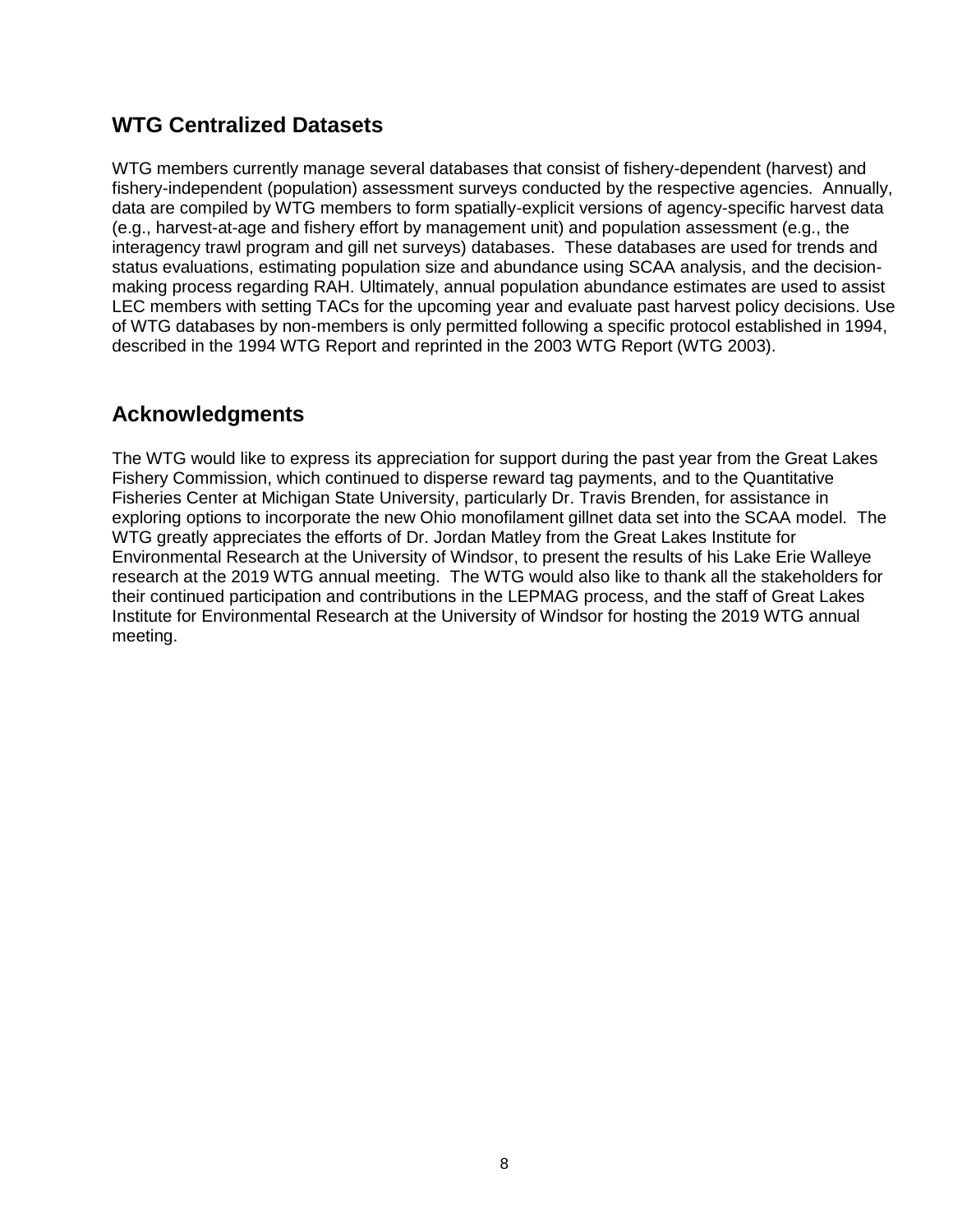## WTG Centralized Datasets

WTG members currently manage several databases that consist of fishery-dependent (harvest) and fishery-independent (population) assessment surveys conducted by the respective agencies. Annually, data are compiled by WTG members to form spatially-explicit versions of agency-specific harvest data (e.g., harvest-at-age and fishery effort by management unit) and population assessment (e.g., the interagency trawl program and gill net surveys) databases. These databases are used for trends and status evaluations, estimating population size and abundance using SCAA analysis, and the decision-making process regarding RAH. Ultimately, annual population abundance estimates are used to assist LEC members with setting TACs for the upcoming year and evaluate past harvest policy decisions. Use of WTG databases by non-members is only permitted following a specific protocol established in 1994, described in the 1994 WTG Report and reprinted in the 2003 WTG Report (WTG 2003).

## Acknowledgments

The WTG would like to express its appreciation for support during the past year from the Great Lakes Fishery Commission, which continued to disperse reward tag payments, and to the Quantitative Fisheries Center at Michigan State University, particularly Dr. Travis Brenden, for assistance in exploring options to incorporate the new Ohio monofilament gillnet data set into the SCAA model. The WTG greatly appreciates the efforts of Dr. Jordan Matley from the Great Lakes Institute for Environmental Research at the University of Windsor, to present the results of his Lake Erie Walleye research at the 2019 WTG annual meeting. The WTG would also like to thank all the stakeholders for their continued participation and contributions in the LEPMAG process, and the staff of Great Lakes Institute for Environmental Research at the University of Windsor for hosting the 2019 WTG annual meeting.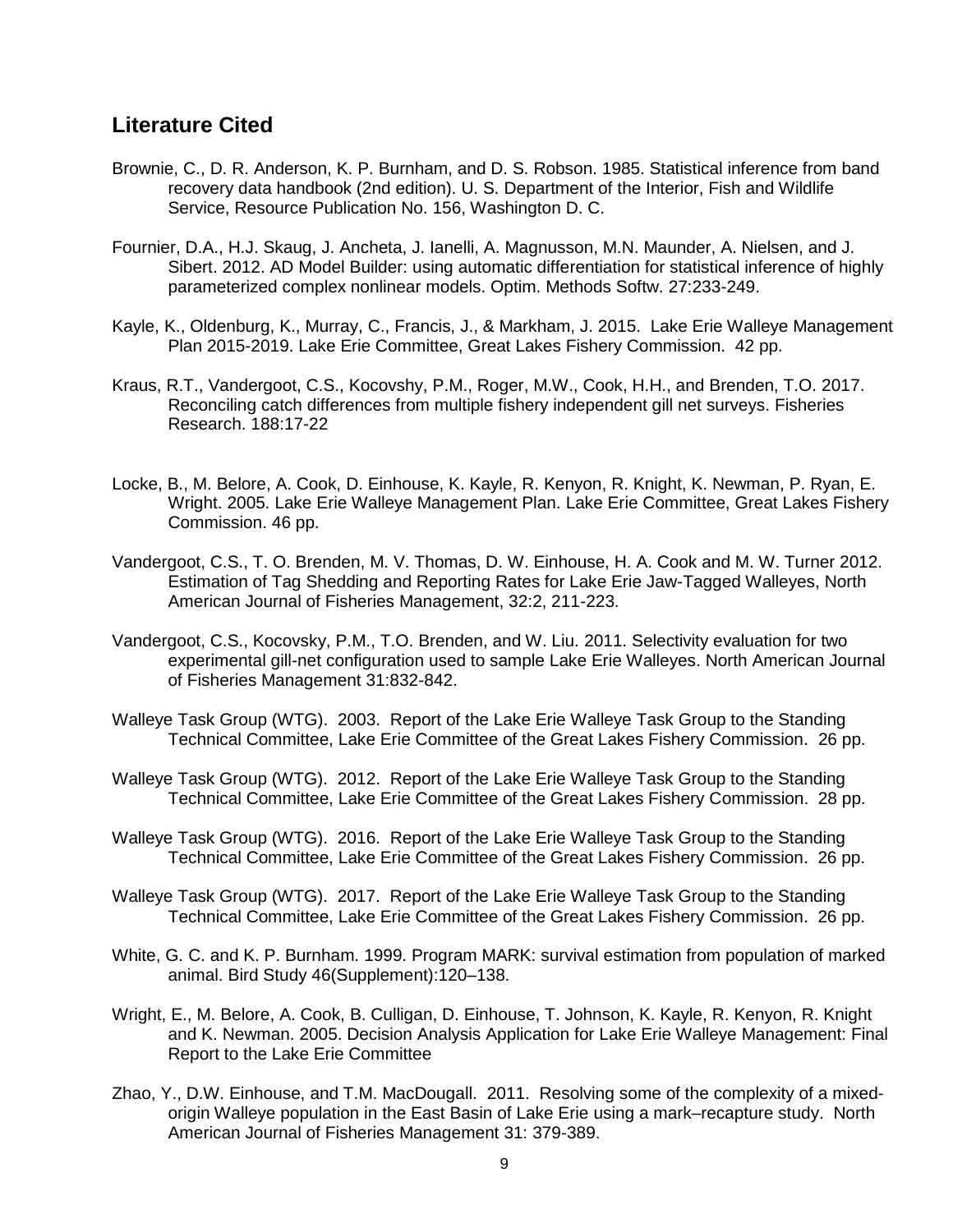## Literature Cited

Brownie, C., D. R. Anderson, K. P. Burnham, and D. S. Robson. 1985. Statistical inference from band recovery data handbook (2nd edition). U. S. Department of the Interior, Fish and Wildlife Service, Resource Publication No. 156, Washington D. C.

Fournier, D.A., H.J. Skaug, J. Ancheta, J. Ianelli, A. Magnusson, M.N. Maunder, A. Nielsen, and J. Sibert. 2012. AD Model Builder: using automatic differentiation for statistical inference of highly parameterized complex nonlinear models. Optim. Methods Softw. 27:233-249.

Kayle, K., Oldenburg, K., Murray, C., Francis, J., & Markham, J. 2015. Lake Erie Walleye Management Plan 2015-2019. Lake Erie Committee, Great Lakes Fishery Commission. 42 pp.

Kraus, R.T., Vandergoot, C.S., Kocovshy, P.M., Roger, M.W., Cook, H.H., and Brenden, T.O. 2017. Reconciling catch differences from multiple fishery independent gill net surveys. Fisheries Research. 188:17-22

Locke, B., M. Belore, A. Cook, D. Einhouse, K. Kayle, R. Kenyon, R. Knight, K. Newman, P. Ryan, E. Wright. 2005. Lake Erie Walleye Management Plan. Lake Erie Committee, Great Lakes Fishery Commission. 46 pp.

Vandergoot, C.S., T. O. Brenden, M. V. Thomas, D. W. Einhouse, H. A. Cook and M. W. Turner 2012. Estimation of Tag Shedding and Reporting Rates for Lake Erie Jaw-Tagged Walleyes, North American Journal of Fisheries Management, 32:2, 211-223.

Vandergoot, C.S., Kocovsky, P.M., T.O. Brenden, and W. Liu. 2011. Selectivity evaluation for two experimental gill-net configuration used to sample Lake Erie Walleyes. North American Journal of Fisheries Management 31:832-842.

Walleye Task Group (WTG). 2003. Report of the Lake Erie Walleye Task Group to the Standing Technical Committee, Lake Erie Committee of the Great Lakes Fishery Commission. 26 pp.

Walleye Task Group (WTG). 2012. Report of the Lake Erie Walleye Task Group to the Standing Technical Committee, Lake Erie Committee of the Great Lakes Fishery Commission. 28 pp.

Walleye Task Group (WTG). 2016. Report of the Lake Erie Walleye Task Group to the Standing Technical Committee, Lake Erie Committee of the Great Lakes Fishery Commission. 26 pp.

Walleye Task Group (WTG). 2017. Report of the Lake Erie Walleye Task Group to the Standing Technical Committee, Lake Erie Committee of the Great Lakes Fishery Commission. 26 pp.

White, G. C. and K. P. Burnham. 1999. Program MARK: survival estimation from population of marked animal. Bird Study 46(Supplement):120–138.

Wright, E., M. Belore, A. Cook, B. Culligan, D. Einhouse, T. Johnson, K. Kayle, R. Kenyon, R. Knight and K. Newman. 2005. Decision Analysis Application for Lake Erie Walleye Management: Final Report to the Lake Erie Committee

Zhao, Y., D.W. Einhouse, and T.M. MacDougall. 2011. Resolving some of the complexity of a mixed-origin Walleye population in the East Basin of Lake Erie using a mark–recapture study. North American Journal of Fisheries Management 31: 379-389.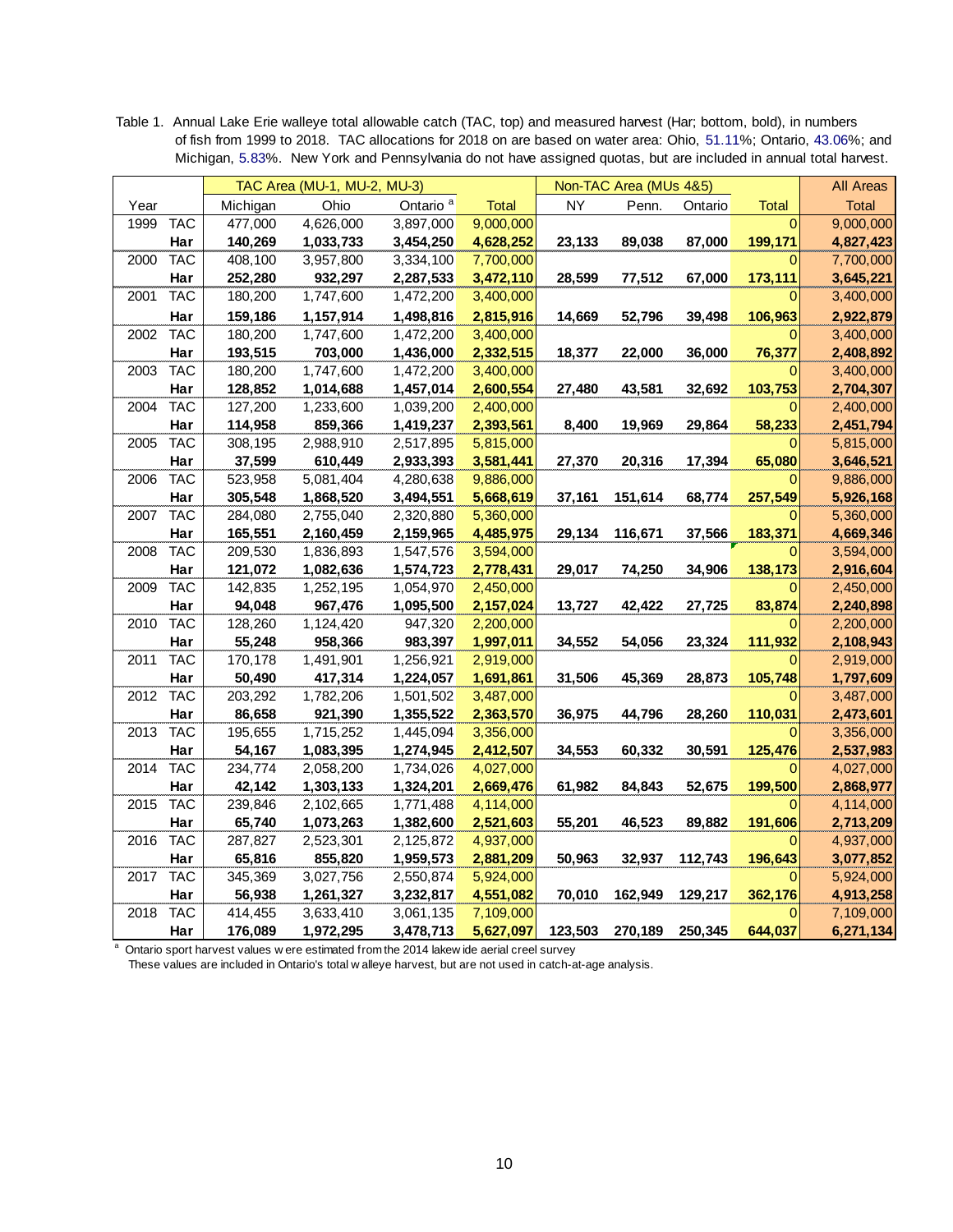Table 1. Annual Lake Erie walleye total allowable catch (TAC, top) and measured harvest (Har; bottom, bold), in numbers of fish from 1999 to 2018. TAC allocations for 2018 on are based on water area: Ohio, 51.11%; Ontario, 43.06%; and Michigan, 5.83%. New York and Pennsylvania do not have assigned quotas, but are included in annual total harvest.

| | | TAC Area (MU-1, MU-2, MU-3) | | | | Non-TAC Area (MUs 4&5) | | | | All Areas |
|---|---|---|---|---|---|---|---|---|---|---|
| Year | | Michigan | Ohio | Ontario [a] | Total | NY | Penn. | Ontario | Total | Total |
| 1999 | TAC | 477,000 | 4,626,000 | 3,897,000 | 9,000,000 | | | | 0 | 9,000,000 |
| | **Har** | **140,269** | **1,033,733** | **3,454,250** | **4,628,252** | **23,133** | **89,038** | **87,000** | **199,171** | **4,827,423** |
| 2000 | TAC | 408,100 | 3,957,800 | 3,334,100 | 7,700,000 | | | | 0 | 7,700,000 |
| | **Har** | **252,280** | **932,297** | **2,287,533** | **3,472,110** | **28,599** | **77,512** | **67,000** | **173,111** | **3,645,221** |
| 2001 | TAC | 180,200 | 1,747,600 | 1,472,200 | 3,400,000 | | | | 0 | 3,400,000 |
| | **Har** | **159,186** | **1,157,914** | **1,498,816** | **2,815,916** | **14,669** | **52,796** | **39,498** | **106,963** | **2,922,879** |
| 2002 | TAC | 180,200 | 1,747,600 | 1,472,200 | 3,400,000 | | | | 0 | 3,400,000 |
| | **Har** | **193,515** | **703,000** | **1,436,000** | **2,332,515** | **18,377** | **22,000** | **36,000** | **76,377** | **2,408,892** |
| 2003 | TAC | 180,200 | 1,747,600 | 1,472,200 | 3,400,000 | | | | 0 | 3,400,000 |
| | **Har** | **128,852** | **1,014,688** | **1,457,014** | **2,600,554** | **27,480** | **43,581** | **32,692** | **103,753** | **2,704,307** |
| 2004 | TAC | 127,200 | 1,233,600 | 1,039,200 | 2,400,000 | | | | 0 | 2,400,000 |
| | **Har** | **114,958** | **859,366** | **1,419,237** | **2,393,561** | **8,400** | **19,969** | **29,864** | **58,233** | **2,451,794** |
| 2005 | TAC | 308,195 | 2,988,910 | 2,517,895 | 5,815,000 | | | | 0 | 5,815,000 |
| | **Har** | **37,599** | **610,449** | **2,933,393** | **3,581,441** | **27,370** | **20,316** | **17,394** | **65,080** | **3,646,521** |
| 2006 | TAC | 523,958 | 5,081,404 | 4,280,638 | 9,886,000 | | | | 0 | 9,886,000 |
| | **Har** | **305,548** | **1,868,520** | **3,494,551** | **5,668,619** | **37,161** | **151,614** | **68,774** | **257,549** | **5,926,168** |
| 2007 | TAC | 284,080 | 2,755,040 | 2,320,880 | 5,360,000 | | | | 0 | 5,360,000 |
| | **Har** | **165,551** | **2,160,459** | **2,159,965** | **4,485,975** | **29,134** | **116,671** | **37,566** | **183,371** | **4,669,346** |
| 2008 | TAC | 209,530 | 1,836,893 | 1,547,576 | 3,594,000 | | | | 0 | 3,594,000 |
| | **Har** | **121,072** | **1,082,636** | **1,574,723** | **2,778,431** | **29,017** | **74,250** | **34,906** | **138,173** | **2,916,604** |
| 2009 | TAC | 142,835 | 1,252,195 | 1,054,970 | 2,450,000 | | | | 0 | 2,450,000 |
| | **Har** | **94,048** | **967,476** | **1,095,500** | **2,157,024** | **13,727** | **42,422** | **27,725** | **83,874** | **2,240,898** |
| 2010 | TAC | 128,260 | 1,124,420 | 947,320 | 2,200,000 | | | | 0 | 2,200,000 |
| | **Har** | **55,248** | **958,366** | **983,397** | **1,997,011** | **34,552** | **54,056** | **23,324** | **111,932** | **2,108,943** |
| 2011 | TAC | 170,178 | 1,491,901 | 1,256,921 | 2,919,000 | | | | 0 | 2,919,000 |
| | **Har** | **50,490** | **417,314** | **1,224,057** | **1,691,861** | **31,506** | **45,369** | **28,873** | **105,748** | **1,797,609** |
| 2012 | TAC | 203,292 | 1,782,206 | 1,501,502 | 3,487,000 | | | | 0 | 3,487,000 |
| | **Har** | **86,658** | **921,390** | **1,355,522** | **2,363,570** | **36,975** | **44,796** | **28,260** | **110,031** | **2,473,601** |
| 2013 | TAC | 195,655 | 1,715,252 | 1,445,094 | 3,356,000 | | | | 0 | 3,356,000 |
| | **Har** | **54,167** | **1,083,395** | **1,274,945** | **2,412,507** | **34,553** | **60,332** | **30,591** | **125,476** | **2,537,983** |
| 2014 | TAC | 234,774 | 2,058,200 | 1,734,026 | 4,027,000 | | | | 0 | 4,027,000 |
| | **Har** | **42,142** | **1,303,133** | **1,324,201** | **2,669,476** | **61,982** | **84,843** | **52,675** | **199,500** | **2,868,977** |
| 2015 | TAC | 239,846 | 2,102,665 | 1,771,488 | 4,114,000 | | | | 0 | 4,114,000 |
| | **Har** | **65,740** | **1,073,263** | **1,382,600** | **2,521,603** | **55,201** | **46,523** | **89,882** | **191,606** | **2,713,209** |
| 2016 | TAC | 287,827 | 2,523,301 | 2,125,872 | 4,937,000 | | | | 0 | 4,937,000 |
| | **Har** | **65,816** | **855,820** | **1,959,573** | **2,881,209** | **50,963** | **32,937** | **112,743** | **196,643** | **3,077,852** |
| 2017 | TAC | 345,369 | 3,027,756 | 2,550,874 | 5,924,000 | | | | 0 | 5,924,000 |
| | **Har** | **56,938** | **1,261,327** | **3,232,817** | **4,551,082** | **70,010** | **162,949** | **129,217** | **362,176** | **4,913,258** |
| 2018 | TAC | 414,455 | 3,633,410 | 3,061,135 | 7,109,000 | | | | 0 | 7,109,000 |
| | **Har** | **176,089** | **1,972,295** | **3,478,713** | **5,627,097** | **123,503** | **270,189** | **250,345** | **644,037** | **6,271,134** |

[a] Ontario sport harvest values were estimated from the 2014 lakewide aerial creel survey
These values are included in Ontario's total walleye harvest, but are not used in catch-at-age analysis.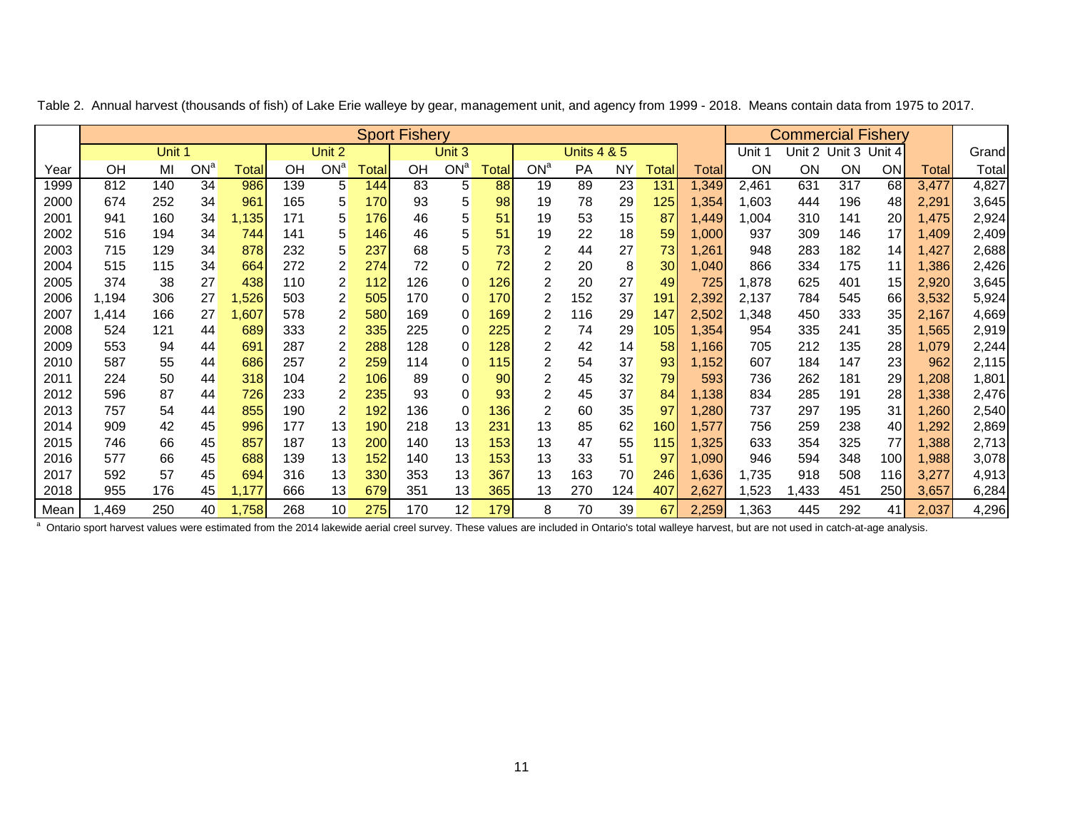Table 2. Annual harvest (thousands of fish) of Lake Erie walleye by gear, management unit, and agency from 1999 - 2018. Means contain data from 1975 to 2017.

| | Sport Fishery | | | | | | | | | | | | | | | | Commercial Fishery | | | | | |
|---|---|---|---|---|---|---|---|---|---|---|---|---|---|---|---|---|---|---|---|---|---|---|
| | Unit 1 | | | | Unit 2 | | | Unit 3 | | | Units 4 & 5 | | | | | | Unit 1 | Unit 2 | Unit 3 | Unit 4 | | Grand |
| Year | OH | MI | ON[a] | Total | OH | ON[a] | Total | OH | ON[a] | Total | ON[a] | PA | NY | Total | Total | | ON | ON | ON | ON | Total | Total |
| 1999 | 812 | 140 | 34 | 986 | 139 | 5 | 144 | 83 | 5 | 88 | 19 | 89 | 23 | 131 | 1,349 | | 2,461 | 631 | 317 | 68 | 3,477 | 4,827 |
| 2000 | 674 | 252 | 34 | 961 | 165 | 5 | 170 | 93 | 5 | 98 | 19 | 78 | 29 | 125 | 1,354 | | 1,603 | 444 | 196 | 48 | 2,291 | 3,645 |
| 2001 | 941 | 160 | 34 | 1,135 | 171 | 5 | 176 | 46 | 5 | 51 | 19 | 53 | 15 | 87 | 1,449 | | 1,004 | 310 | 141 | 20 | 1,475 | 2,924 |
| 2002 | 516 | 194 | 34 | 744 | 141 | 5 | 146 | 46 | 5 | 51 | 19 | 22 | 18 | 59 | 1,000 | | 937 | 309 | 146 | 17 | 1,409 | 2,409 |
| 2003 | 715 | 129 | 34 | 878 | 232 | 5 | 237 | 68 | 5 | 73 | 2 | 44 | 27 | 73 | 1,261 | | 948 | 283 | 182 | 14 | 1,427 | 2,688 |
| 2004 | 515 | 115 | 34 | 664 | 272 | 2 | 274 | 72 | 0 | 72 | 2 | 20 | 8 | 30 | 1,040 | | 866 | 334 | 175 | 11 | 1,386 | 2,426 |
| 2005 | 374 | 38 | 27 | 438 | 110 | 2 | 112 | 126 | 0 | 126 | 2 | 20 | 27 | 49 | 725 | | 1,878 | 625 | 401 | 15 | 2,920 | 3,645 |
| 2006 | 1,194 | 306 | 27 | 1,526 | 503 | 2 | 505 | 170 | 0 | 170 | 2 | 152 | 37 | 191 | 2,392 | | 2,137 | 784 | 545 | 66 | 3,532 | 5,924 |
| 2007 | 1,414 | 166 | 27 | 1,607 | 578 | 2 | 580 | 169 | 0 | 169 | 2 | 116 | 29 | 147 | 2,502 | | 1,348 | 450 | 333 | 35 | 2,167 | 4,669 |
| 2008 | 524 | 121 | 44 | 689 | 333 | 2 | 335 | 225 | 0 | 225 | 2 | 74 | 29 | 105 | 1,354 | | 954 | 335 | 241 | 35 | 1,565 | 2,919 |
| 2009 | 553 | 94 | 44 | 691 | 287 | 2 | 288 | 128 | 0 | 128 | 2 | 42 | 14 | 58 | 1,166 | | 705 | 212 | 135 | 28 | 1,079 | 2,244 |
| 2010 | 587 | 55 | 44 | 686 | 257 | 2 | 259 | 114 | 0 | 115 | 2 | 54 | 37 | 93 | 1,152 | | 607 | 184 | 147 | 23 | 962 | 2,115 |
| 2011 | 224 | 50 | 44 | 318 | 104 | 2 | 106 | 89 | 0 | 90 | 2 | 45 | 32 | 79 | 593 | | 736 | 262 | 181 | 29 | 1,208 | 1,801 |
| 2012 | 596 | 87 | 44 | 726 | 233 | 2 | 235 | 93 | 0 | 93 | 2 | 45 | 37 | 84 | 1,138 | | 834 | 285 | 191 | 28 | 1,338 | 2,476 |
| 2013 | 757 | 54 | 44 | 855 | 190 | 2 | 192 | 136 | 0 | 136 | 2 | 60 | 35 | 97 | 1,280 | | 737 | 297 | 195 | 31 | 1,260 | 2,540 |
| 2014 | 909 | 42 | 45 | 996 | 177 | 13 | 190 | 218 | 13 | 231 | 13 | 85 | 62 | 160 | 1,577 | | 756 | 259 | 238 | 40 | 1,292 | 2,869 |
| 2015 | 746 | 66 | 45 | 857 | 187 | 13 | 200 | 140 | 13 | 153 | 13 | 47 | 55 | 115 | 1,325 | | 633 | 354 | 325 | 77 | 1,388 | 2,713 |
| 2016 | 577 | 66 | 45 | 688 | 139 | 13 | 152 | 140 | 13 | 153 | 13 | 33 | 51 | 97 | 1,090 | | 946 | 594 | 348 | 100 | 1,988 | 3,078 |
| 2017 | 592 | 57 | 45 | 694 | 316 | 13 | 330 | 353 | 13 | 367 | 13 | 163 | 70 | 246 | 1,636 | | 1,735 | 918 | 508 | 116 | 3,277 | 4,913 |
| 2018 | 955 | 176 | 45 | 1,177 | 666 | 13 | 679 | 351 | 13 | 365 | 13 | 270 | 124 | 407 | 2,627 | | 1,523 | 1,433 | 451 | 250 | 3,657 | 6,284 |
| Mean | 1,469 | 250 | 40 | 1,758 | 268 | 10 | 275 | 170 | 12 | 179 | 8 | 70 | 39 | 67 | 2,259 | | 1,363 | 445 | 292 | 41 | 2,037 | 4,296 |

[a] Ontario sport harvest values were estimated from the 2014 lakewide aerial creel survey. These values are included in Ontario's total walleye harvest, but are not used in catch-at-age analysis.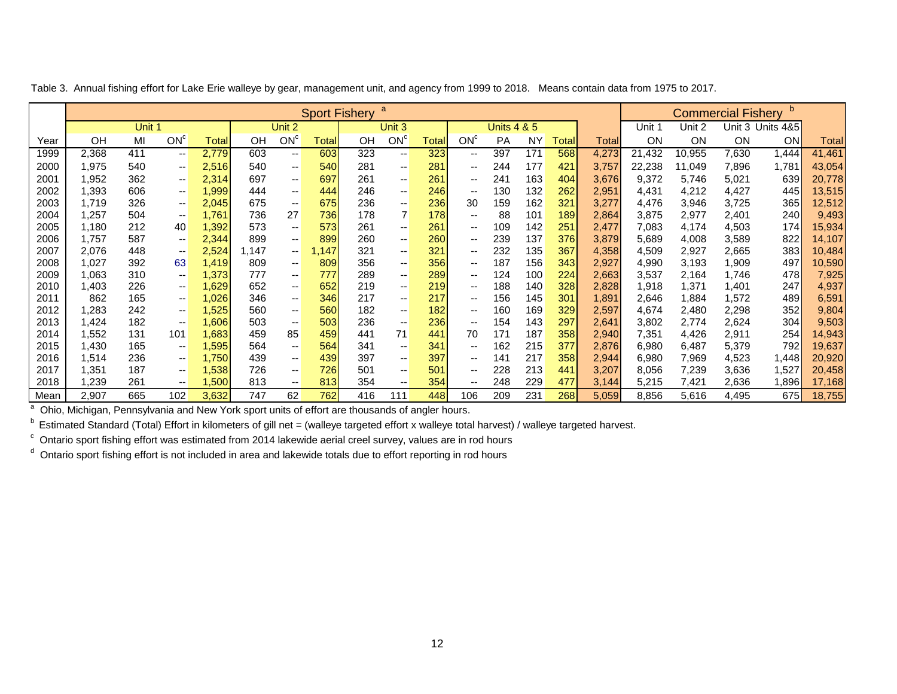Table 3. Annual fishing effort for Lake Erie walleye by gear, management unit, and agency from 1999 to 2018. Means contain data from 1975 to 2017.

| | Sport Fishery [a] | | | | | | | | | | | | | | | | Commercial Fishery [b] | | | | |
|---|---|---|---|---|---|---|---|---|---|---|---|---|---|---|---|---|---|---|---|---|---|
| | Unit 1 | | | | Unit 2 | | | Unit 3 | | | Units 4 & 5 | | | | | | Unit 1 | Unit 2 | Unit 3 | Units 4&5 | |
| Year | OH | MI | ON[c] | Total | OH | ON[c] | Total | OH | ON[c] | Total | ON[c] | PA | NY | Total | Total | | ON | ON | ON | ON | Total |
| 1999 | 2,368 | 411 | -- | 2,779 | 603 | -- | 603 | 323 | -- | 323 | -- | 397 | 171 | 568 | 4,273 | | 21,432 | 10,955 | 7,630 | 1,444 | 41,461 |
| 2000 | 1,975 | 540 | -- | 2,516 | 540 | -- | 540 | 281 | -- | 281 | -- | 244 | 177 | 421 | 3,757 | | 22,238 | 11,049 | 7,896 | 1,781 | 43,054 |
| 2001 | 1,952 | 362 | -- | 2,314 | 697 | -- | 697 | 261 | -- | 261 | -- | 241 | 163 | 404 | 3,676 | | 9,372 | 5,746 | 5,021 | 639 | 20,778 |
| 2002 | 1,393 | 606 | -- | 1,999 | 444 | -- | 444 | 246 | -- | 246 | -- | 130 | 132 | 262 | 2,951 | | 4,431 | 4,212 | 4,427 | 445 | 13,515 |
| 2003 | 1,719 | 326 | -- | 2,045 | 675 | -- | 675 | 236 | -- | 236 | 30 | 159 | 162 | 321 | 3,277 | | 4,476 | 3,946 | 3,725 | 365 | 12,512 |
| 2004 | 1,257 | 504 | -- | 1,761 | 736 | 27 | 736 | 178 | 7 | 178 | -- | 88 | 101 | 189 | 2,864 | | 3,875 | 2,977 | 2,401 | 240 | 9,493 |
| 2005 | 1,180 | 212 | 40 | 1,392 | 573 | -- | 573 | 261 | -- | 261 | -- | 109 | 142 | 251 | 2,477 | | 7,083 | 4,174 | 4,503 | 174 | 15,934 |
| 2006 | 1,757 | 587 | -- | 2,344 | 899 | -- | 899 | 260 | -- | 260 | -- | 239 | 137 | 376 | 3,879 | | 5,689 | 4,008 | 3,589 | 822 | 14,107 |
| 2007 | 2,076 | 448 | -- | 2,524 | 1,147 | -- | 1,147 | 321 | -- | 321 | -- | 232 | 135 | 367 | 4,358 | | 4,509 | 2,927 | 2,665 | 383 | 10,484 |
| 2008 | 1,027 | 392 | 63 | 1,419 | 809 | -- | 809 | 356 | -- | 356 | -- | 187 | 156 | 343 | 2,927 | | 4,990 | 3,193 | 1,909 | 497 | 10,590 |
| 2009 | 1,063 | 310 | -- | 1,373 | 777 | -- | 777 | 289 | -- | 289 | -- | 124 | 100 | 224 | 2,663 | | 3,537 | 2,164 | 1,746 | 478 | 7,925 |
| 2010 | 1,403 | 226 | -- | 1,629 | 652 | -- | 652 | 219 | -- | 219 | -- | 188 | 140 | 328 | 2,828 | | 1,918 | 1,371 | 1,401 | 247 | 4,937 |
| 2011 | 862 | 165 | -- | 1,026 | 346 | -- | 346 | 217 | -- | 217 | -- | 156 | 145 | 301 | 1,891 | | 2,646 | 1,884 | 1,572 | 489 | 6,591 |
| 2012 | 1,283 | 242 | -- | 1,525 | 560 | -- | 560 | 182 | -- | 182 | -- | 160 | 169 | 329 | 2,597 | | 4,674 | 2,480 | 2,298 | 352 | 9,804 |
| 2013 | 1,424 | 182 | -- | 1,606 | 503 | -- | 503 | 236 | -- | 236 | -- | 154 | 143 | 297 | 2,641 | | 3,802 | 2,774 | 2,624 | 304 | 9,503 |
| 2014 | 1,552 | 131 | 101 | 1,683 | 459 | 85 | 459 | 441 | 71 | 441 | 70 | 171 | 187 | 358 | 2,940 | | 7,351 | 4,426 | 2,911 | 254 | 14,943 |
| 2015 | 1,430 | 165 | -- | 1,595 | 564 | -- | 564 | 341 | -- | 341 | -- | 162 | 215 | 377 | 2,876 | | 6,980 | 6,487 | 5,379 | 792 | 19,637 |
| 2016 | 1,514 | 236 | -- | 1,750 | 439 | -- | 439 | 397 | -- | 397 | -- | 141 | 217 | 358 | 2,944 | | 6,980 | 7,969 | 4,523 | 1,448 | 20,920 |
| 2017 | 1,351 | 187 | -- | 1,538 | 726 | -- | 726 | 501 | -- | 501 | -- | 228 | 213 | 441 | 3,207 | | 8,056 | 7,239 | 3,636 | 1,527 | 20,458 |
| 2018 | 1,239 | 261 | -- | 1,500 | 813 | -- | 813 | 354 | -- | 354 | -- | 248 | 229 | 477 | 3,144 | | 5,215 | 7,421 | 2,636 | 1,896 | 17,168 |
| Mean | 2,907 | 665 | 102 | 3,632 | 747 | 62 | 762 | 416 | 111 | 448 | 106 | 209 | 231 | 268 | 5,059 | | 8,856 | 5,616 | 4,495 | 675 | 18,755 |

[a] Ohio, Michigan, Pennsylvania and New York sport units of effort are thousands of angler hours.

[b] Estimated Standard (Total) Effort in kilometers of gill net = (walleye targeted effort x walleye total harvest) / walleye targeted harvest.

[c] Ontario sport fishing effort was estimated from 2014 lakewide aerial creel survey, values are in rod hours

[d] Ontario sport fishing effort is not included in area and lakewide totals due to effort reporting in rod hours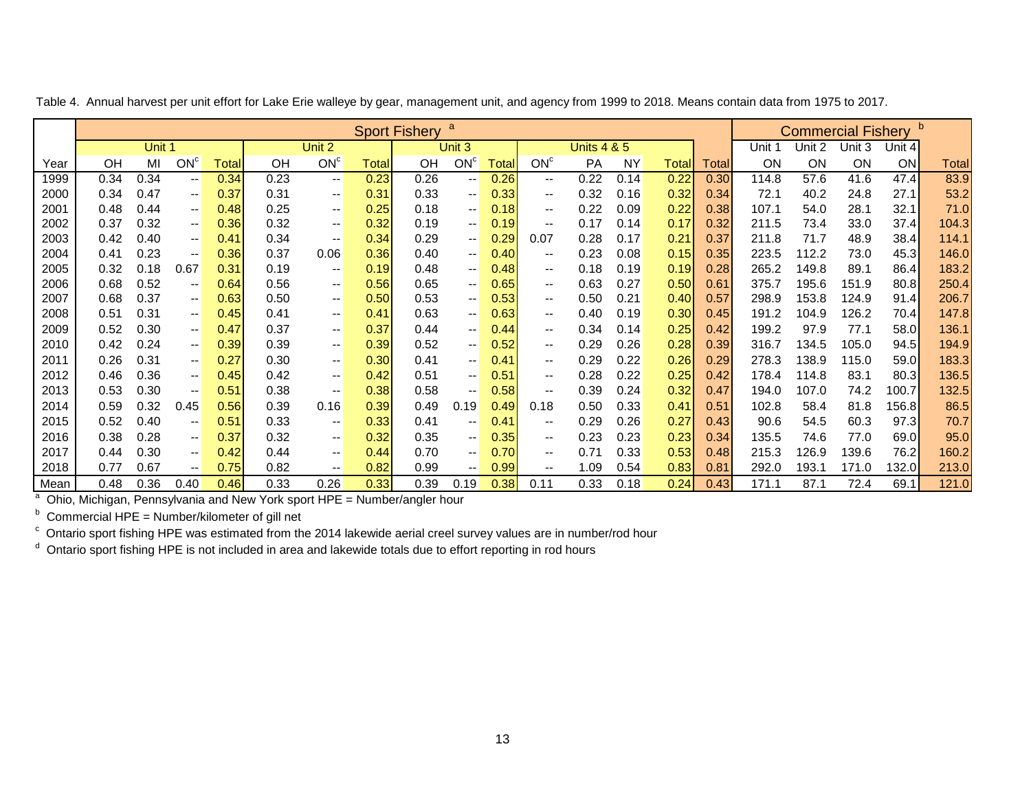Table 4. Annual harvest per unit effort for Lake Erie walleye by gear, management unit, and agency from 1999 to 2018. Means contain data from 1975 to 2017.

| | Sport Fishery [a] | | | | | | | | | | | | | | | | Commercial Fishery [b] | | | | |
|---|---|---|---|---|---|---|---|---|---|---|---|---|---|---|---|---|---|---|---|---|---|
| | Unit 1 | | | | Unit 2 | | | Unit 3 | | | Units 4 & 5 | | | | | | Unit 1 | Unit 2 | Unit 3 | Unit 4 | |
| Year | OH | MI | ON[c] | Total | OH | ON[c] | Total | OH | ON[c] | Total | ON[c] | PA | NY | Total | Total | | ON | ON | ON | ON | Total |
| 1999 | 0.34 | 0.34 | -- | 0.34 | 0.23 | -- | 0.23 | 0.26 | -- | 0.26 | -- | 0.22 | 0.14 | 0.22 | 0.30 | | 114.8 | 57.6 | 41.6 | 47.4 | 83.9 |
| 2000 | 0.34 | 0.47 | -- | 0.37 | 0.31 | -- | 0.31 | 0.33 | -- | 0.33 | -- | 0.32 | 0.16 | 0.32 | 0.34 | | 72.1 | 40.2 | 24.8 | 27.1 | 53.2 |
| 2001 | 0.48 | 0.44 | -- | 0.48 | 0.25 | -- | 0.25 | 0.18 | -- | 0.18 | -- | 0.22 | 0.09 | 0.22 | 0.38 | | 107.1 | 54.0 | 28.1 | 32.1 | 71.0 |
| 2002 | 0.37 | 0.32 | -- | 0.36 | 0.32 | -- | 0.32 | 0.19 | -- | 0.19 | -- | 0.17 | 0.14 | 0.17 | 0.32 | | 211.5 | 73.4 | 33.0 | 37.4 | 104.3 |
| 2003 | 0.42 | 0.40 | -- | 0.41 | 0.34 | -- | 0.34 | 0.29 | -- | 0.29 | 0.07 | 0.28 | 0.17 | 0.21 | 0.37 | | 211.8 | 71.7 | 48.9 | 38.4 | 114.1 |
| 2004 | 0.41 | 0.23 | -- | 0.36 | 0.37 | 0.06 | 0.36 | 0.40 | -- | 0.40 | -- | 0.23 | 0.08 | 0.15 | 0.35 | | 223.5 | 112.2 | 73.0 | 45.3 | 146.0 |
| 2005 | 0.32 | 0.18 | 0.67 | 0.31 | 0.19 | -- | 0.19 | 0.48 | -- | 0.48 | -- | 0.18 | 0.19 | 0.19 | 0.28 | | 265.2 | 149.8 | 89.1 | 86.4 | 183.2 |
| 2006 | 0.68 | 0.52 | -- | 0.64 | 0.56 | -- | 0.56 | 0.65 | -- | 0.65 | -- | 0.63 | 0.27 | 0.50 | 0.61 | | 375.7 | 195.6 | 151.9 | 80.8 | 250.4 |
| 2007 | 0.68 | 0.37 | -- | 0.63 | 0.50 | -- | 0.50 | 0.53 | -- | 0.53 | -- | 0.50 | 0.21 | 0.40 | 0.57 | | 298.9 | 153.8 | 124.9 | 91.4 | 206.7 |
| 2008 | 0.51 | 0.31 | -- | 0.45 | 0.41 | -- | 0.41 | 0.63 | -- | 0.63 | -- | 0.40 | 0.19 | 0.30 | 0.45 | | 191.2 | 104.9 | 126.2 | 70.4 | 147.8 |
| 2009 | 0.52 | 0.30 | -- | 0.47 | 0.37 | -- | 0.37 | 0.44 | -- | 0.44 | -- | 0.34 | 0.14 | 0.25 | 0.42 | | 199.2 | 97.9 | 77.1 | 58.0 | 136.1 |
| 2010 | 0.42 | 0.24 | -- | 0.39 | 0.39 | -- | 0.39 | 0.52 | -- | 0.52 | -- | 0.29 | 0.26 | 0.28 | 0.39 | | 316.7 | 134.5 | 105.0 | 94.5 | 194.9 |
| 2011 | 0.26 | 0.31 | -- | 0.27 | 0.30 | -- | 0.30 | 0.41 | -- | 0.41 | -- | 0.29 | 0.22 | 0.26 | 0.29 | | 278.3 | 138.9 | 115.0 | 59.0 | 183.3 |
| 2012 | 0.46 | 0.36 | -- | 0.45 | 0.42 | -- | 0.42 | 0.51 | -- | 0.51 | -- | 0.28 | 0.22 | 0.25 | 0.42 | | 178.4 | 114.8 | 83.1 | 80.3 | 136.5 |
| 2013 | 0.53 | 0.30 | -- | 0.51 | 0.38 | -- | 0.38 | 0.58 | -- | 0.58 | -- | 0.39 | 0.24 | 0.32 | 0.47 | | 194.0 | 107.0 | 74.2 | 100.7 | 132.5 |
| 2014 | 0.59 | 0.32 | 0.45 | 0.56 | 0.39 | 0.16 | 0.39 | 0.49 | 0.19 | 0.49 | 0.18 | 0.50 | 0.33 | 0.41 | 0.51 | | 102.8 | 58.4 | 81.8 | 156.8 | 86.5 |
| 2015 | 0.52 | 0.40 | -- | 0.51 | 0.33 | -- | 0.33 | 0.41 | -- | 0.41 | -- | 0.29 | 0.26 | 0.27 | 0.43 | | 90.6 | 54.5 | 60.3 | 97.3 | 70.7 |
| 2016 | 0.38 | 0.28 | -- | 0.37 | 0.32 | -- | 0.32 | 0.35 | -- | 0.35 | -- | 0.23 | 0.23 | 0.23 | 0.34 | | 135.5 | 74.6 | 77.0 | 69.0 | 95.0 |
| 2017 | 0.44 | 0.30 | -- | 0.42 | 0.44 | -- | 0.44 | 0.70 | -- | 0.70 | -- | 0.71 | 0.33 | 0.53 | 0.48 | | 215.3 | 126.9 | 139.6 | 76.2 | 160.2 |
| 2018 | 0.77 | 0.67 | -- | 0.75 | 0.82 | -- | 0.82 | 0.99 | -- | 0.99 | -- | 1.09 | 0.54 | 0.83 | 0.81 | | 292.0 | 193.1 | 171.0 | 132.0 | 213.0 |
| Mean | 0.48 | 0.36 | 0.40 | 0.46 | 0.33 | 0.26 | 0.33 | 0.39 | 0.19 | 0.38 | 0.11 | 0.33 | 0.18 | 0.24 | 0.43 | | 171.1 | 87.1 | 72.4 | 69.1 | 121.0 |

[a] Ohio, Michigan, Pennsylvania and New York sport HPE = Number/angler hour

[b] Commercial HPE = Number/kilometer of gill net

[c] Ontario sport fishing HPE was estimated from the 2014 lakewide aerial creel survey values are in number/rod hour

[d] Ontario sport fishing HPE is not included in area and lakewide totals due to effort reporting in rod hours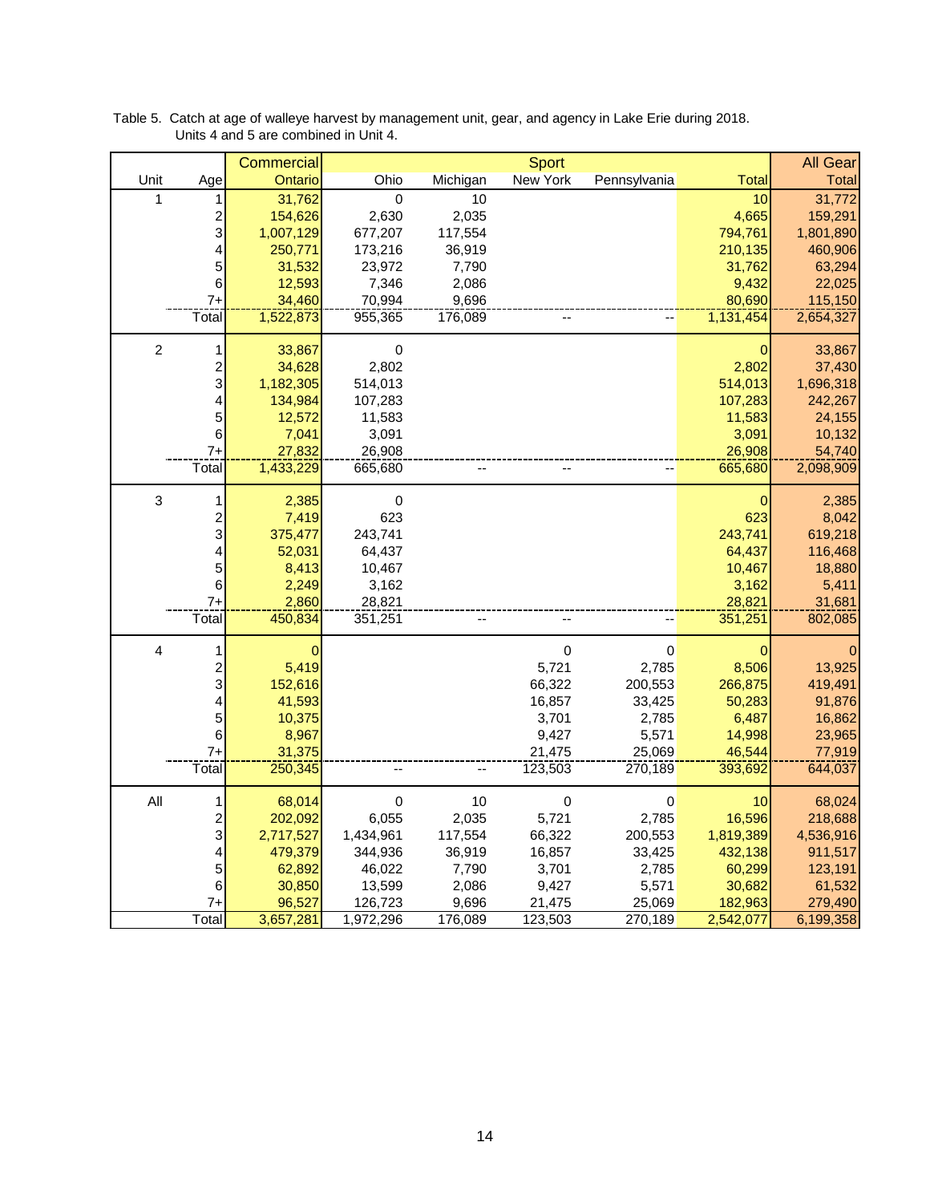Table 5. Catch at age of walleye harvest by management unit, gear, and agency in Lake Erie during 2018. Units 4 and 5 are combined in Unit 4.

| | | Commercial | Sport | | | | | All Gear |
|---|---|---|---|---|---|---|---|---|
| Unit | Age | Ontario | Ohio | Michigan | New York | Pennsylvania | Total | Total |
| 1 | 1 | 31,762 | 0 | 10 | | | 10 | 31,772 |
| | 2 | 154,626 | 2,630 | 2,035 | | | 4,665 | 159,291 |
| | 3 | 1,007,129 | 677,207 | 117,554 | | | 794,761 | 1,801,890 |
| | 4 | 250,771 | 173,216 | 36,919 | | | 210,135 | 460,906 |
| | 5 | 31,532 | 23,972 | 7,790 | | | 31,762 | 63,294 |
| | 6 | 12,593 | 7,346 | 2,086 | | | 9,432 | 22,025 |
| | 7+ | 34,460 | 70,994 | 9,696 | | | 80,690 | 115,150 |
| | Total | 1,522,873 | 955,365 | 176,089 | -- | -- | 1,131,454 | 2,654,327 |
| 2 | 1 | 33,867 | 0 | | | | 0 | 33,867 |
| | 2 | 34,628 | 2,802 | | | | 2,802 | 37,430 |
| | 3 | 1,182,305 | 514,013 | | | | 514,013 | 1,696,318 |
| | 4 | 134,984 | 107,283 | | | | 107,283 | 242,267 |
| | 5 | 12,572 | 11,583 | | | | 11,583 | 24,155 |
| | 6 | 7,041 | 3,091 | | | | 3,091 | 10,132 |
| | 7+ | 27,832 | 26,908 | | | | 26,908 | 54,740 |
| | Total | 1,433,229 | 665,680 | -- | -- | -- | 665,680 | 2,098,909 |
| 3 | 1 | 2,385 | 0 | | | | 0 | 2,385 |
| | 2 | 7,419 | 623 | | | | 623 | 8,042 |
| | 3 | 375,477 | 243,741 | | | | 243,741 | 619,218 |
| | 4 | 52,031 | 64,437 | | | | 64,437 | 116,468 |
| | 5 | 8,413 | 10,467 | | | | 10,467 | 18,880 |
| | 6 | 2,249 | 3,162 | | | | 3,162 | 5,411 |
| | 7+ | 2,860 | 28,821 | | | | 28,821 | 31,681 |
| | Total | 450,834 | 351,251 | -- | -- | -- | 351,251 | 802,085 |
| 4 | 1 | 0 | | | 0 | 0 | 0 | 0 |
| | 2 | 5,419 | | | 5,721 | 2,785 | 8,506 | 13,925 |
| | 3 | 152,616 | | | 66,322 | 200,553 | 266,875 | 419,491 |
| | 4 | 41,593 | | | 16,857 | 33,425 | 50,283 | 91,876 |
| | 5 | 10,375 | | | 3,701 | 2,785 | 6,487 | 16,862 |
| | 6 | 8,967 | | | 9,427 | 5,571 | 14,998 | 23,965 |
| | 7+ | 31,375 | | | 21,475 | 25,069 | 46,544 | 77,919 |
| | Total | 250,345 | -- | -- | 123,503 | 270,189 | 393,692 | 644,037 |
| All | 1 | 68,014 | 0 | 10 | 0 | 0 | 10 | 68,024 |
| | 2 | 202,092 | 6,055 | 2,035 | 5,721 | 2,785 | 16,596 | 218,688 |
| | 3 | 2,717,527 | 1,434,961 | 117,554 | 66,322 | 200,553 | 1,819,389 | 4,536,916 |
| | 4 | 479,379 | 344,936 | 36,919 | 16,857 | 33,425 | 432,138 | 911,517 |
| | 5 | 62,892 | 46,022 | 7,790 | 3,701 | 2,785 | 60,299 | 123,191 |
| | 6 | 30,850 | 13,599 | 2,086 | 9,427 | 5,571 | 30,682 | 61,532 |
| | 7+ | 96,527 | 126,723 | 9,696 | 21,475 | 25,069 | 182,963 | 279,490 |
| | Total | 3,657,281 | 1,972,296 | 176,089 | 123,503 | 270,189 | 2,542,077 | 6,199,358 |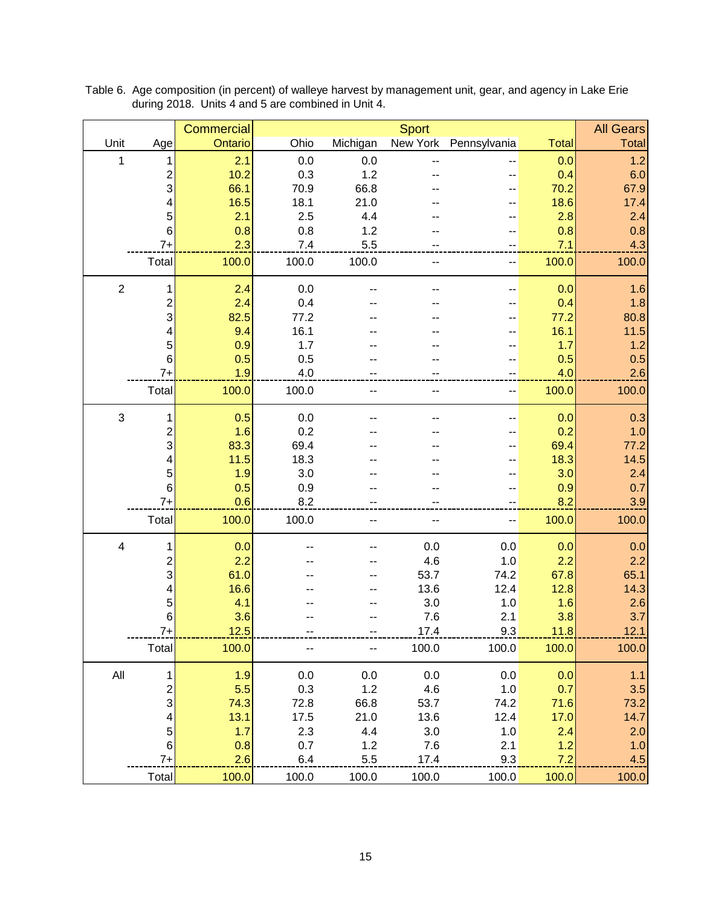Table 6. Age composition (in percent) of walleye harvest by management unit, gear, and agency in Lake Erie during 2018. Units 4 and 5 are combined in Unit 4.

| | | Commercial | Sport | | | | | All Gears |
|---|---|---|---|---|---|---|---|---|
| Unit | Age | Ontario | Ohio | Michigan | New York | Pennsylvania | Total | Total |
| 1 | 1 | 2.1 | 0.0 | 0.0 | -- | -- | 0.0 | 1.2 |
| | 2 | 10.2 | 0.3 | 1.2 | -- | -- | 0.4 | 6.0 |
| | 3 | 66.1 | 70.9 | 66.8 | -- | -- | 70.2 | 67.9 |
| | 4 | 16.5 | 18.1 | 21.0 | -- | -- | 18.6 | 17.4 |
| | 5 | 2.1 | 2.5 | 4.4 | -- | -- | 2.8 | 2.4 |
| | 6 | 0.8 | 0.8 | 1.2 | -- | -- | 0.8 | 0.8 |
| | 7+ | 2.3 | 7.4 | 5.5 | -- | -- | 7.1 | 4.3 |
| | Total | 100.0 | 100.0 | 100.0 | -- | -- | 100.0 | 100.0 |
| 2 | 1 | 2.4 | 0.0 | -- | -- | -- | 0.0 | 1.6 |
| | 2 | 2.4 | 0.4 | -- | -- | -- | 0.4 | 1.8 |
| | 3 | 82.5 | 77.2 | -- | -- | -- | 77.2 | 80.8 |
| | 4 | 9.4 | 16.1 | -- | -- | -- | 16.1 | 11.5 |
| | 5 | 0.9 | 1.7 | -- | -- | -- | 1.7 | 1.2 |
| | 6 | 0.5 | 0.5 | -- | -- | -- | 0.5 | 0.5 |
| | 7+ | 1.9 | 4.0 | -- | -- | -- | 4.0 | 2.6 |
| | Total | 100.0 | 100.0 | -- | -- | -- | 100.0 | 100.0 |
| 3 | 1 | 0.5 | 0.0 | -- | -- | -- | 0.0 | 0.3 |
| | 2 | 1.6 | 0.2 | -- | -- | -- | 0.2 | 1.0 |
| | 3 | 83.3 | 69.4 | -- | -- | -- | 69.4 | 77.2 |
| | 4 | 11.5 | 18.3 | -- | -- | -- | 18.3 | 14.5 |
| | 5 | 1.9 | 3.0 | -- | -- | -- | 3.0 | 2.4 |
| | 6 | 0.5 | 0.9 | -- | -- | -- | 0.9 | 0.7 |
| | 7+ | 0.6 | 8.2 | -- | -- | -- | 8.2 | 3.9 |
| | Total | 100.0 | 100.0 | -- | -- | -- | 100.0 | 100.0 |
| 4 | 1 | 0.0 | -- | -- | 0.0 | 0.0 | 0.0 | 0.0 |
| | 2 | 2.2 | -- | -- | 4.6 | 1.0 | 2.2 | 2.2 |
| | 3 | 61.0 | -- | -- | 53.7 | 74.2 | 67.8 | 65.1 |
| | 4 | 16.6 | -- | -- | 13.6 | 12.4 | 12.8 | 14.3 |
| | 5 | 4.1 | -- | -- | 3.0 | 1.0 | 1.6 | 2.6 |
| | 6 | 3.6 | -- | -- | 7.6 | 2.1 | 3.8 | 3.7 |
| | 7+ | 12.5 | -- | -- | 17.4 | 9.3 | 11.8 | 12.1 |
| | Total | 100.0 | -- | -- | 100.0 | 100.0 | 100.0 | 100.0 |
| All | 1 | 1.9 | 0.0 | 0.0 | 0.0 | 0.0 | 0.0 | 1.1 |
| | 2 | 5.5 | 0.3 | 1.2 | 4.6 | 1.0 | 0.7 | 3.5 |
| | 3 | 74.3 | 72.8 | 66.8 | 53.7 | 74.2 | 71.6 | 73.2 |
| | 4 | 13.1 | 17.5 | 21.0 | 13.6 | 12.4 | 17.0 | 14.7 |
| | 5 | 1.7 | 2.3 | 4.4 | 3.0 | 1.0 | 2.4 | 2.0 |
| | 6 | 0.8 | 0.7 | 1.2 | 7.6 | 2.1 | 1.2 | 1.0 |
| | 7+ | 2.6 | 6.4 | 5.5 | 17.4 | 9.3 | 7.2 | 4.5 |
| | Total | 100.0 | 100.0 | 100.0 | 100.0 | 100.0 | 100.0 | 100.0 |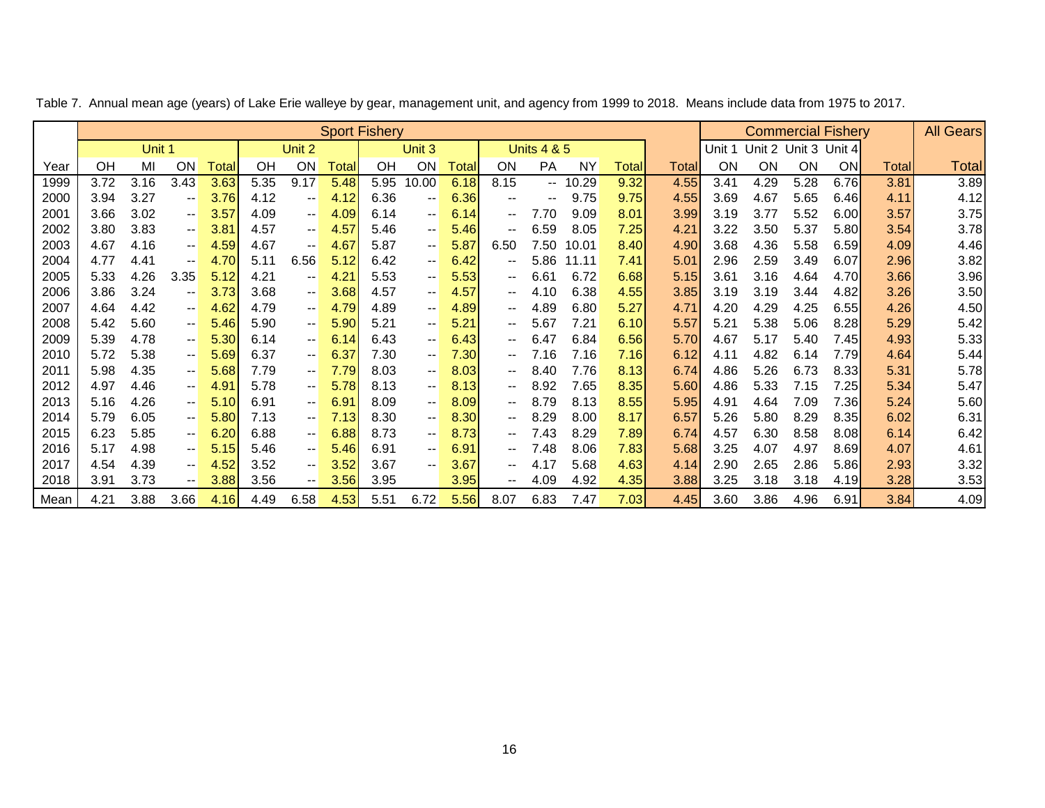Table 7. Annual mean age (years) of Lake Erie walleye by gear, management unit, and agency from 1999 to 2018. Means include data from 1975 to 2017.

| | Sport Fishery | | | | | | | | | | | | | | | | Commercial Fishery | | | | | All Gears |
|---|---|---|---|---|---|---|---|---|---|---|---|---|---|---|---|---|---|---|---|---|---|---|
| | Unit 1 | | | | Unit 2 | | | Unit 3 | | | Units 4 & 5 | | | | | | Unit 1 | Unit 2 | Unit 3 | Unit 4 | | |
| Year | OH | MI | ON | Total | OH | ON | Total | OH | ON | Total | ON | PA | NY | Total | Total | | ON | ON | ON | ON | Total | Total |
| 1999 | 3.72 | 3.16 | 3.43 | 3.63 | 5.35 | 9.17 | 5.48 | 5.95 | 10.00 | 6.18 | 8.15 | -- | 10.29 | 9.32 | 4.55 | | 3.41 | 4.29 | 5.28 | 6.76 | 3.81 | 3.89 |
| 2000 | 3.94 | 3.27 | -- | 3.76 | 4.12 | -- | 4.12 | 6.36 | -- | 6.36 | -- | -- | 9.75 | 9.75 | 4.55 | | 3.69 | 4.67 | 5.65 | 6.46 | 4.11 | 4.12 |
| 2001 | 3.66 | 3.02 | -- | 3.57 | 4.09 | -- | 4.09 | 6.14 | -- | 6.14 | -- | 7.70 | 9.09 | 8.01 | 3.99 | | 3.19 | 3.77 | 5.52 | 6.00 | 3.57 | 3.75 |
| 2002 | 3.80 | 3.83 | -- | 3.81 | 4.57 | -- | 4.57 | 5.46 | -- | 5.46 | -- | 6.59 | 8.05 | 7.25 | 4.21 | | 3.22 | 3.50 | 5.37 | 5.80 | 3.54 | 3.78 |
| 2003 | 4.67 | 4.16 | -- | 4.59 | 4.67 | -- | 4.67 | 5.87 | -- | 5.87 | 6.50 | 7.50 | 10.01 | 8.40 | 4.90 | | 3.68 | 4.36 | 5.58 | 6.59 | 4.09 | 4.46 |
| 2004 | 4.77 | 4.41 | -- | 4.70 | 5.11 | 6.56 | 5.12 | 6.42 | -- | 6.42 | -- | 5.86 | 11.11 | 7.41 | 5.01 | | 2.96 | 2.59 | 3.49 | 6.07 | 2.96 | 3.82 |
| 2005 | 5.33 | 4.26 | 3.35 | 5.12 | 4.21 | -- | 4.21 | 5.53 | -- | 5.53 | -- | 6.61 | 6.72 | 6.68 | 5.15 | | 3.61 | 3.16 | 4.64 | 4.70 | 3.66 | 3.96 |
| 2006 | 3.86 | 3.24 | -- | 3.73 | 3.68 | -- | 3.68 | 4.57 | -- | 4.57 | -- | 4.10 | 6.38 | 4.55 | 3.85 | | 3.19 | 3.19 | 3.44 | 4.82 | 3.26 | 3.50 |
| 2007 | 4.64 | 4.42 | -- | 4.62 | 4.79 | -- | 4.79 | 4.89 | -- | 4.89 | -- | 4.89 | 6.80 | 5.27 | 4.71 | | 4.20 | 4.29 | 4.25 | 6.55 | 4.26 | 4.50 |
| 2008 | 5.42 | 5.60 | -- | 5.46 | 5.90 | -- | 5.90 | 5.21 | -- | 5.21 | -- | 5.67 | 7.21 | 6.10 | 5.57 | | 5.21 | 5.38 | 5.06 | 8.28 | 5.29 | 5.42 |
| 2009 | 5.39 | 4.78 | -- | 5.30 | 6.14 | -- | 6.14 | 6.43 | -- | 6.43 | -- | 6.47 | 6.84 | 6.56 | 5.70 | | 4.67 | 5.17 | 5.40 | 7.45 | 4.93 | 5.33 |
| 2010 | 5.72 | 5.38 | -- | 5.69 | 6.37 | -- | 6.37 | 7.30 | -- | 7.30 | -- | 7.16 | 7.16 | 7.16 | 6.12 | | 4.11 | 4.82 | 6.14 | 7.79 | 4.64 | 5.44 |
| 2011 | 5.98 | 4.35 | -- | 5.68 | 7.79 | -- | 7.79 | 8.03 | -- | 8.03 | -- | 8.40 | 7.76 | 8.13 | 6.74 | | 4.86 | 5.26 | 6.73 | 8.33 | 5.31 | 5.78 |
| 2012 | 4.97 | 4.46 | -- | 4.91 | 5.78 | -- | 5.78 | 8.13 | -- | 8.13 | -- | 8.92 | 7.65 | 8.35 | 5.60 | | 4.86 | 5.33 | 7.15 | 7.25 | 5.34 | 5.47 |
| 2013 | 5.16 | 4.26 | -- | 5.10 | 6.91 | -- | 6.91 | 8.09 | -- | 8.09 | -- | 8.79 | 8.13 | 8.55 | 5.95 | | 4.91 | 4.64 | 7.09 | 7.36 | 5.24 | 5.60 |
| 2014 | 5.79 | 6.05 | -- | 5.80 | 7.13 | -- | 7.13 | 8.30 | -- | 8.30 | -- | 8.29 | 8.00 | 8.17 | 6.57 | | 5.26 | 5.80 | 8.29 | 8.35 | 6.02 | 6.31 |
| 2015 | 6.23 | 5.85 | -- | 6.20 | 6.88 | -- | 6.88 | 8.73 | -- | 8.73 | -- | 7.43 | 8.29 | 7.89 | 6.74 | | 4.57 | 6.30 | 8.58 | 8.08 | 6.14 | 6.42 |
| 2016 | 5.17 | 4.98 | -- | 5.15 | 5.46 | -- | 5.46 | 6.91 | -- | 6.91 | -- | 7.48 | 8.06 | 7.83 | 5.68 | | 3.25 | 4.07 | 4.97 | 8.69 | 4.07 | 4.61 |
| 2017 | 4.54 | 4.39 | -- | 4.52 | 3.52 | -- | 3.52 | 3.67 | -- | 3.67 | -- | 4.17 | 5.68 | 4.63 | 4.14 | | 2.90 | 2.65 | 2.86 | 5.86 | 2.93 | 3.32 |
| 2018 | 3.91 | 3.73 | -- | 3.88 | 3.56 | -- | 3.56 | 3.95 | | 3.95 | -- | 4.09 | 4.92 | 4.35 | 3.88 | | 3.25 | 3.18 | 3.18 | 4.19 | 3.28 | 3.53 |
| Mean | 4.21 | 3.88 | 3.66 | 4.16 | 4.49 | 6.58 | 4.53 | 5.51 | 6.72 | 5.56 | 8.07 | 6.83 | 7.47 | 7.03 | 4.45 | | 3.60 | 3.86 | 4.96 | 6.91 | 3.84 | 4.09 |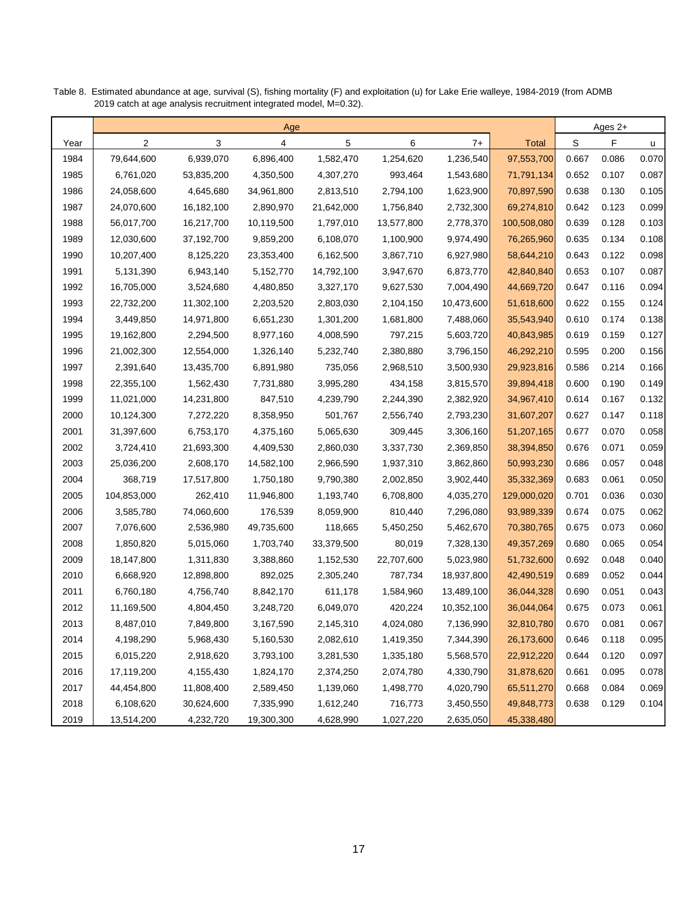Table 8. Estimated abundance at age, survival (S), fishing mortality (F) and exploitation (u) for Lake Erie walleye, 1984-2019 (from ADMB 2019 catch at age analysis recruitment integrated model, M=0.32).

| | Age | | | | | | | Ages 2+ | | |
|---|---|---|---|---|---|---|---|---|---|---|
| Year | 2 | 3 | 4 | 5 | 6 | 7+ | Total | S | F | u |
| 1984 | 79,644,600 | 6,939,070 | 6,896,400 | 1,582,470 | 1,254,620 | 1,236,540 | 97,553,700 | 0.667 | 0.086 | 0.070 |
| 1985 | 6,761,020 | 53,835,200 | 4,350,500 | 4,307,270 | 993,464 | 1,543,680 | 71,791,134 | 0.652 | 0.107 | 0.087 |
| 1986 | 24,058,600 | 4,645,680 | 34,961,800 | 2,813,510 | 2,794,100 | 1,623,900 | 70,897,590 | 0.638 | 0.130 | 0.105 |
| 1987 | 24,070,600 | 16,182,100 | 2,890,970 | 21,642,000 | 1,756,840 | 2,732,300 | 69,274,810 | 0.642 | 0.123 | 0.099 |
| 1988 | 56,017,700 | 16,217,700 | 10,119,500 | 1,797,010 | 13,577,800 | 2,778,370 | 100,508,080 | 0.639 | 0.128 | 0.103 |
| 1989 | 12,030,600 | 37,192,700 | 9,859,200 | 6,108,070 | 1,100,900 | 9,974,490 | 76,265,960 | 0.635 | 0.134 | 0.108 |
| 1990 | 10,207,400 | 8,125,220 | 23,353,400 | 6,162,500 | 3,867,710 | 6,927,980 | 58,644,210 | 0.643 | 0.122 | 0.098 |
| 1991 | 5,131,390 | 6,943,140 | 5,152,770 | 14,792,100 | 3,947,670 | 6,873,770 | 42,840,840 | 0.653 | 0.107 | 0.087 |
| 1992 | 16,705,000 | 3,524,680 | 4,480,850 | 3,327,170 | 9,627,530 | 7,004,490 | 44,669,720 | 0.647 | 0.116 | 0.094 |
| 1993 | 22,732,200 | 11,302,100 | 2,203,520 | 2,803,030 | 2,104,150 | 10,473,600 | 51,618,600 | 0.622 | 0.155 | 0.124 |
| 1994 | 3,449,850 | 14,971,800 | 6,651,230 | 1,301,200 | 1,681,800 | 7,488,060 | 35,543,940 | 0.610 | 0.174 | 0.138 |
| 1995 | 19,162,800 | 2,294,500 | 8,977,160 | 4,008,590 | 797,215 | 5,603,720 | 40,843,985 | 0.619 | 0.159 | 0.127 |
| 1996 | 21,002,300 | 12,554,000 | 1,326,140 | 5,232,740 | 2,380,880 | 3,796,150 | 46,292,210 | 0.595 | 0.200 | 0.156 |
| 1997 | 2,391,640 | 13,435,700 | 6,891,980 | 735,056 | 2,968,510 | 3,500,930 | 29,923,816 | 0.586 | 0.214 | 0.166 |
| 1998 | 22,355,100 | 1,562,430 | 7,731,880 | 3,995,280 | 434,158 | 3,815,570 | 39,894,418 | 0.600 | 0.190 | 0.149 |
| 1999 | 11,021,000 | 14,231,800 | 847,510 | 4,239,790 | 2,244,390 | 2,382,920 | 34,967,410 | 0.614 | 0.167 | 0.132 |
| 2000 | 10,124,300 | 7,272,220 | 8,358,950 | 501,767 | 2,556,740 | 2,793,230 | 31,607,207 | 0.627 | 0.147 | 0.118 |
| 2001 | 31,397,600 | 6,753,170 | 4,375,160 | 5,065,630 | 309,445 | 3,306,160 | 51,207,165 | 0.677 | 0.070 | 0.058 |
| 2002 | 3,724,410 | 21,693,300 | 4,409,530 | 2,860,030 | 3,337,730 | 2,369,850 | 38,394,850 | 0.676 | 0.071 | 0.059 |
| 2003 | 25,036,200 | 2,608,170 | 14,582,100 | 2,966,590 | 1,937,310 | 3,862,860 | 50,993,230 | 0.686 | 0.057 | 0.048 |
| 2004 | 368,719 | 17,517,800 | 1,750,180 | 9,790,380 | 2,002,850 | 3,902,440 | 35,332,369 | 0.683 | 0.061 | 0.050 |
| 2005 | 104,853,000 | 262,410 | 11,946,800 | 1,193,740 | 6,708,800 | 4,035,270 | 129,000,020 | 0.701 | 0.036 | 0.030 |
| 2006 | 3,585,780 | 74,060,600 | 176,539 | 8,059,900 | 810,440 | 7,296,080 | 93,989,339 | 0.674 | 0.075 | 0.062 |
| 2007 | 7,076,600 | 2,536,980 | 49,735,600 | 118,665 | 5,450,250 | 5,462,670 | 70,380,765 | 0.675 | 0.073 | 0.060 |
| 2008 | 1,850,820 | 5,015,060 | 1,703,740 | 33,379,500 | 80,019 | 7,328,130 | 49,357,269 | 0.680 | 0.065 | 0.054 |
| 2009 | 18,147,800 | 1,311,830 | 3,388,860 | 1,152,530 | 22,707,600 | 5,023,980 | 51,732,600 | 0.692 | 0.048 | 0.040 |
| 2010 | 6,668,920 | 12,898,800 | 892,025 | 2,305,240 | 787,734 | 18,937,800 | 42,490,519 | 0.689 | 0.052 | 0.044 |
| 2011 | 6,760,180 | 4,756,740 | 8,842,170 | 611,178 | 1,584,960 | 13,489,100 | 36,044,328 | 0.690 | 0.051 | 0.043 |
| 2012 | 11,169,500 | 4,804,450 | 3,248,720 | 6,049,070 | 420,224 | 10,352,100 | 36,044,064 | 0.675 | 0.073 | 0.061 |
| 2013 | 8,487,010 | 7,849,800 | 3,167,590 | 2,145,310 | 4,024,080 | 7,136,990 | 32,810,780 | 0.670 | 0.081 | 0.067 |
| 2014 | 4,198,290 | 5,968,430 | 5,160,530 | 2,082,610 | 1,419,350 | 7,344,390 | 26,173,600 | 0.646 | 0.118 | 0.095 |
| 2015 | 6,015,220 | 2,918,620 | 3,793,100 | 3,281,530 | 1,335,180 | 5,568,570 | 22,912,220 | 0.644 | 0.120 | 0.097 |
| 2016 | 17,119,200 | 4,155,430 | 1,824,170 | 2,374,250 | 2,074,780 | 4,330,790 | 31,878,620 | 0.661 | 0.095 | 0.078 |
| 2017 | 44,454,800 | 11,808,400 | 2,589,450 | 1,139,060 | 1,498,770 | 4,020,790 | 65,511,270 | 0.668 | 0.084 | 0.069 |
| 2018 | 6,108,620 | 30,624,600 | 7,335,990 | 1,612,240 | 716,773 | 3,450,550 | 49,848,773 | 0.638 | 0.129 | 0.104 |
| 2019 | 13,514,200 | 4,232,720 | 19,300,300 | 4,628,990 | 1,027,220 | 2,635,050 | 45,338,480 | | | |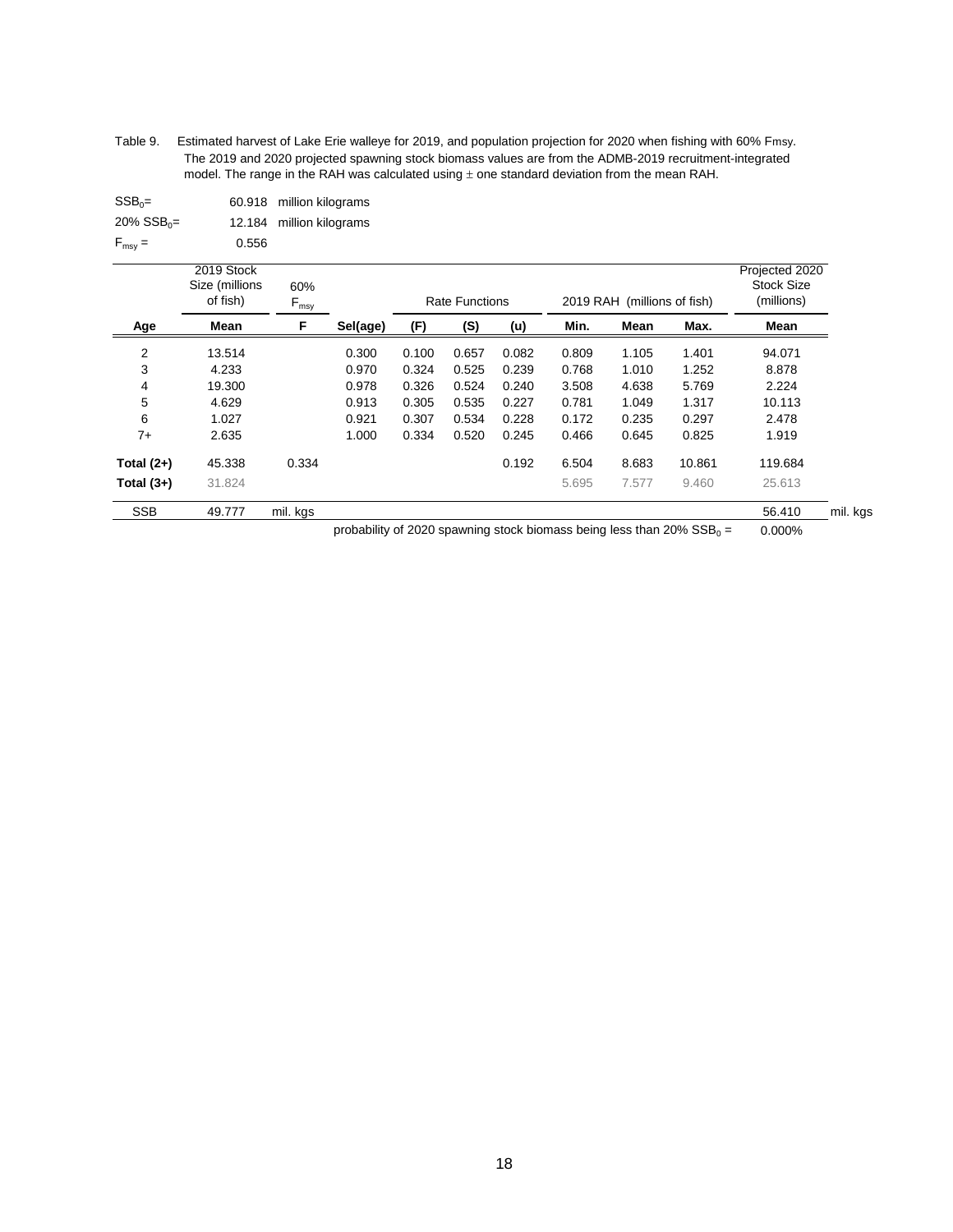Table 9. Estimated harvest of Lake Erie walleye for 2019, and population projection for 2020 when fishing with 60% Fmsy. The 2019 and 2020 projected spawning stock biomass values are from the ADMB-2019 recruitment-integrated model. The range in the RAH was calculated using ± one standard deviation from the mean RAH.

$SSB_0$= 60.918 million kilograms

20% $SSB_0$= 12.184 million kilograms

$F_{msy}$ = 0.556

| | 2019 Stock Size (millions of fish) | 60% $F_{msy}$ | | Rate Functions | | | 2019 RAH (millions of fish) | | | Projected 2020 Stock Size (millions) |
|---|---|---|---|---|---|---|---|---|---|---|
| **Age** | **Mean** | **F** | **Sel(age)** | **(F)** | **(S)** | **(u)** | **Min.** | **Mean** | **Max.** | **Mean** |
| 2 | 13.514 | | 0.300 | 0.100 | 0.657 | 0.082 | 0.809 | 1.105 | 1.401 | 94.071 |
| 3 | 4.233 | | 0.970 | 0.324 | 0.525 | 0.239 | 0.768 | 1.010 | 1.252 | 8.878 |
| 4 | 19.300 | | 0.978 | 0.326 | 0.524 | 0.240 | 3.508 | 4.638 | 5.769 | 2.224 |
| 5 | 4.629 | | 0.913 | 0.305 | 0.535 | 0.227 | 0.781 | 1.049 | 1.317 | 10.113 |
| 6 | 1.027 | | 0.921 | 0.307 | 0.534 | 0.228 | 0.172 | 0.235 | 0.297 | 2.478 |
| 7+ | 2.635 | | 1.000 | 0.334 | 0.520 | 0.245 | 0.466 | 0.645 | 0.825 | 1.919 |
| **Total (2+)** | 45.338 | 0.334 | | | | 0.192 | 6.504 | 8.683 | 10.861 | 119.684 |
| **Total (3+)** | 31.824 | | | | | | 5.695 | 7.577 | 9.460 | 25.613 |
| SSB | 49.777 | mil. kgs | | | | | | | | 56.410 mil. kgs |

probability of 2020 spawning stock biomass being less than 20% $SSB_0$ = 0.000%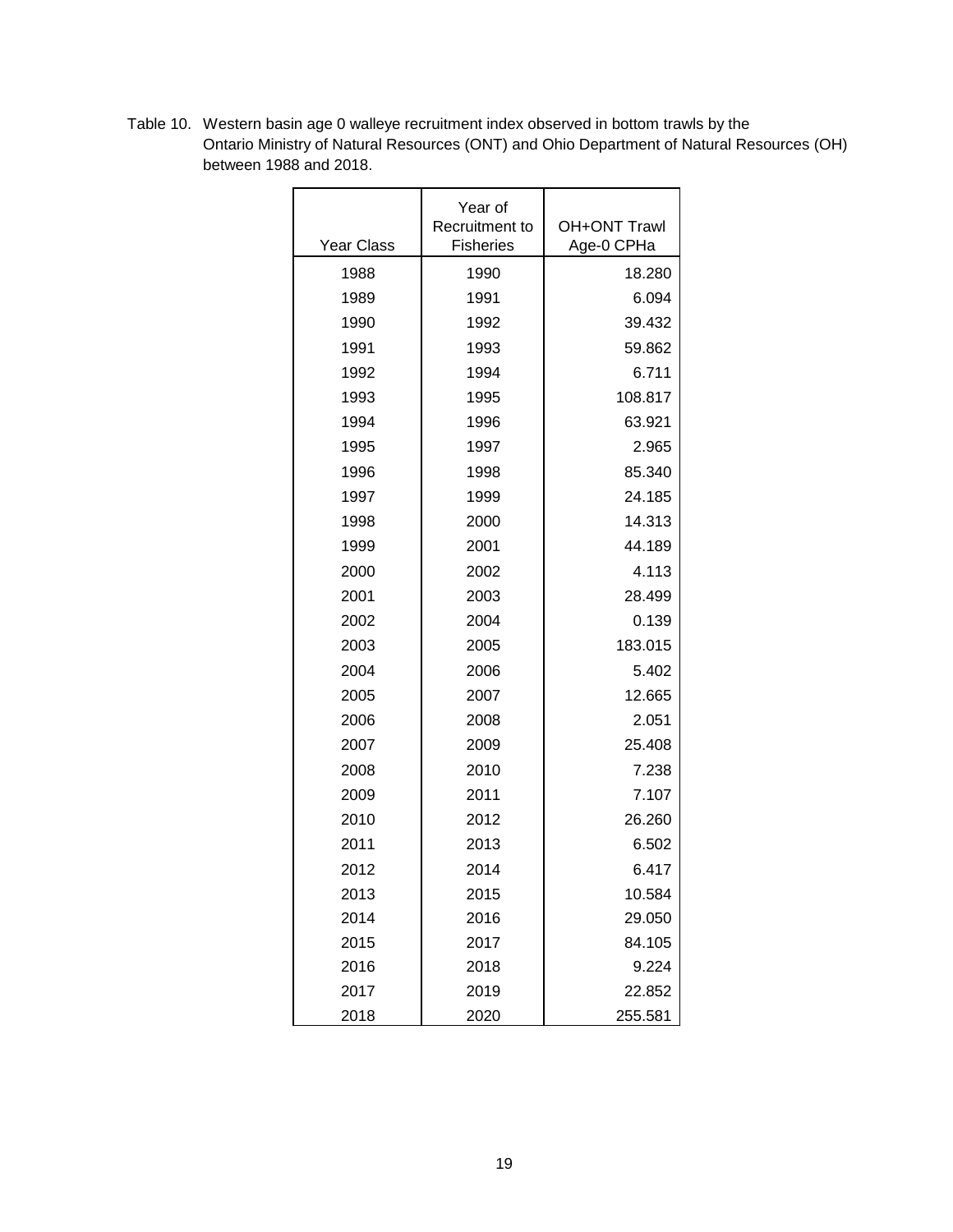Table 10. Western basin age 0 walleye recruitment index observed in bottom trawls by the Ontario Ministry of Natural Resources (ONT) and Ohio Department of Natural Resources (OH) between 1988 and 2018.

| Year Class | Year of Recruitment to Fisheries | OH+ONT Trawl Age-0 CPHa |
|---|---|---|
| 1988 | 1990 | 18.280 |
| 1989 | 1991 | 6.094 |
| 1990 | 1992 | 39.432 |
| 1991 | 1993 | 59.862 |
| 1992 | 1994 | 6.711 |
| 1993 | 1995 | 108.817 |
| 1994 | 1996 | 63.921 |
| 1995 | 1997 | 2.965 |
| 1996 | 1998 | 85.340 |
| 1997 | 1999 | 24.185 |
| 1998 | 2000 | 14.313 |
| 1999 | 2001 | 44.189 |
| 2000 | 2002 | 4.113 |
| 2001 | 2003 | 28.499 |
| 2002 | 2004 | 0.139 |
| 2003 | 2005 | 183.015 |
| 2004 | 2006 | 5.402 |
| 2005 | 2007 | 12.665 |
| 2006 | 2008 | 2.051 |
| 2007 | 2009 | 25.408 |
| 2008 | 2010 | 7.238 |
| 2009 | 2011 | 7.107 |
| 2010 | 2012 | 26.260 |
| 2011 | 2013 | 6.502 |
| 2012 | 2014 | 6.417 |
| 2013 | 2015 | 10.584 |
| 2014 | 2016 | 29.050 |
| 2015 | 2017 | 84.105 |
| 2016 | 2018 | 9.224 |
| 2017 | 2019 | 22.852 |
| 2018 | 2020 | 255.581 |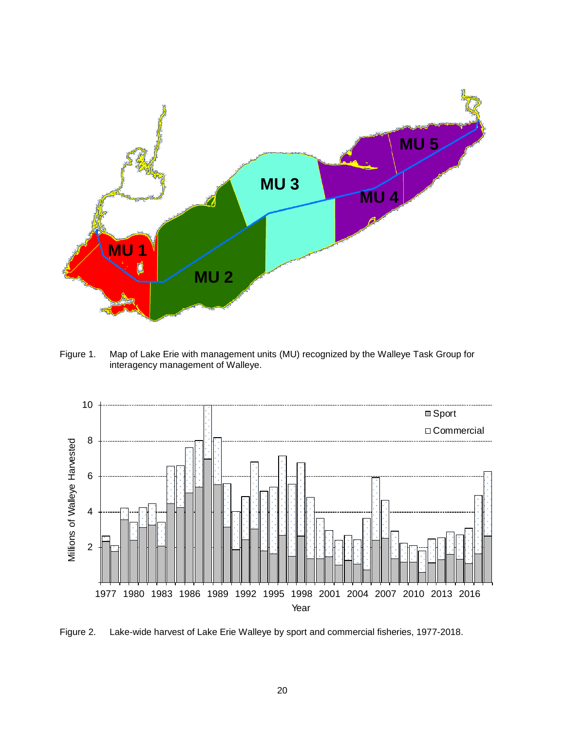Figure 1. Map of Lake Erie with management units (MU) recognized by the Walleye Task Group for interagency management of Walleye.

Figure 2. Lake-wide harvest of Lake Erie Walleye by sport and commercial fisheries, 1977-2018.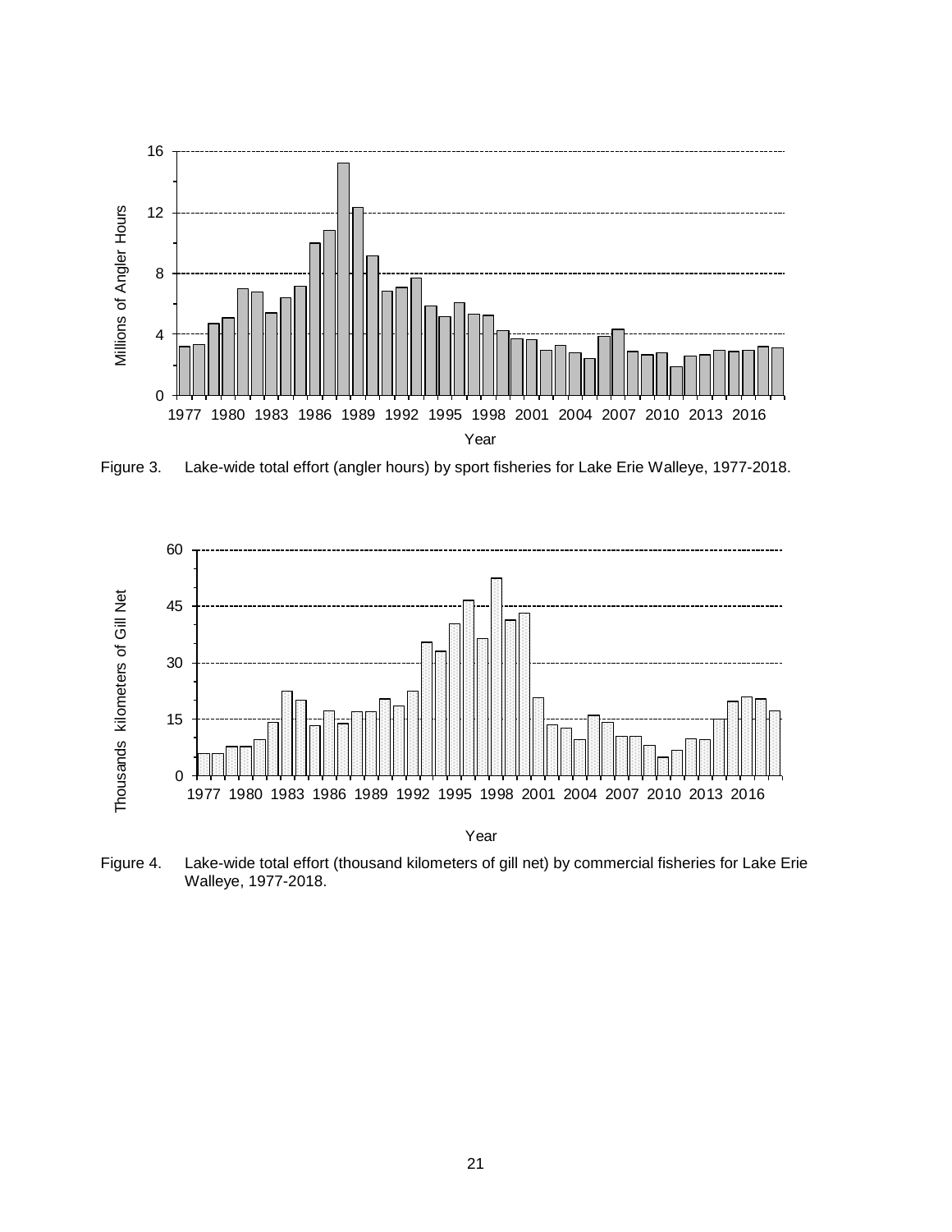Figure 3. Lake-wide total effort (angler hours) by sport fisheries for Lake Erie Walleye, 1977-2018.

Figure 4. Lake-wide total effort (thousand kilometers of gill net) by commercial fisheries for Lake Erie Walleye, 1977-2018.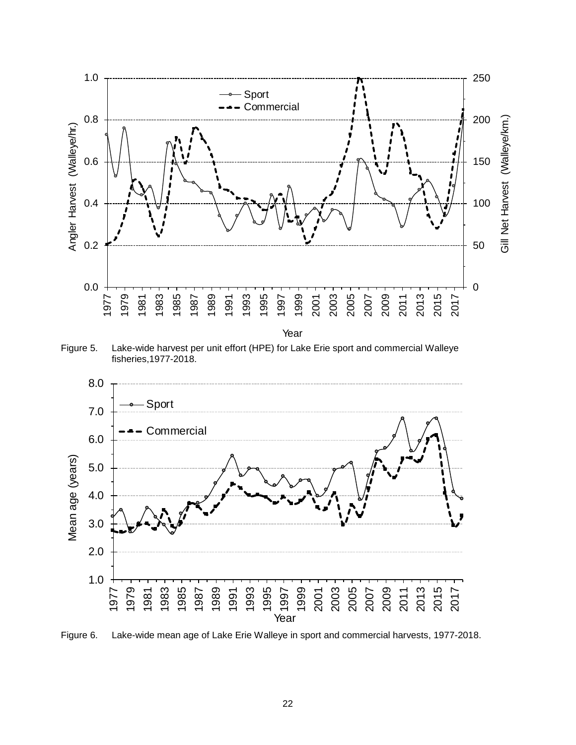Figure 5. Lake-wide harvest per unit effort (HPE) for Lake Erie sport and commercial Walleye fisheries,1977-2018.

Figure 6. Lake-wide mean age of Lake Erie Walleye in sport and commercial harvests, 1977-2018.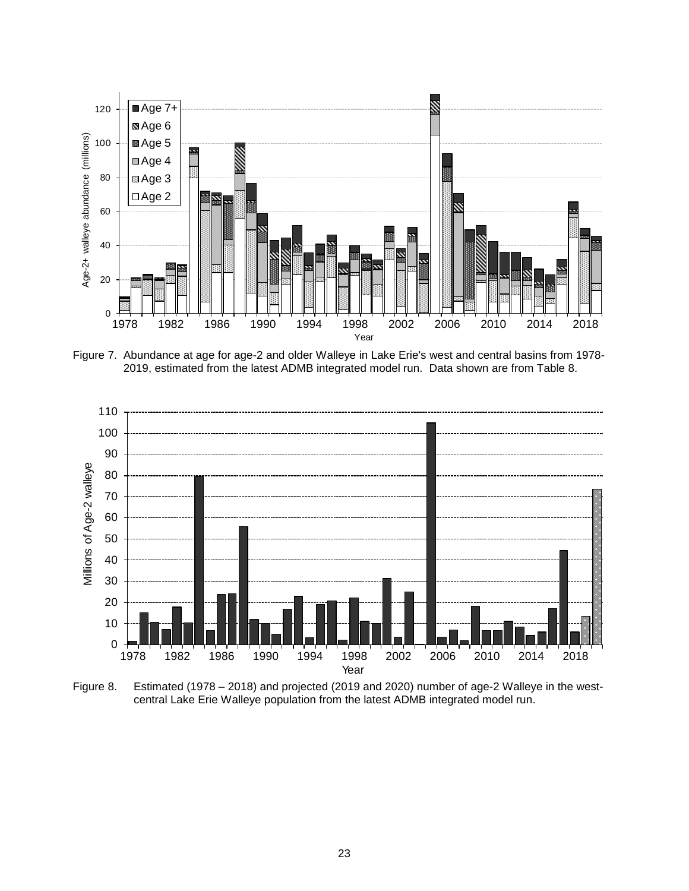Figure 7. Abundance at age for age-2 and older Walleye in Lake Erie's west and central basins from 1978-2019, estimated from the latest ADMB integrated model run. Data shown are from Table 8.

Figure 8. Estimated (1978 – 2018) and projected (2019 and 2020) number of age-2 Walleye in the west-central Lake Erie Walleye population from the latest ADMB integrated model run.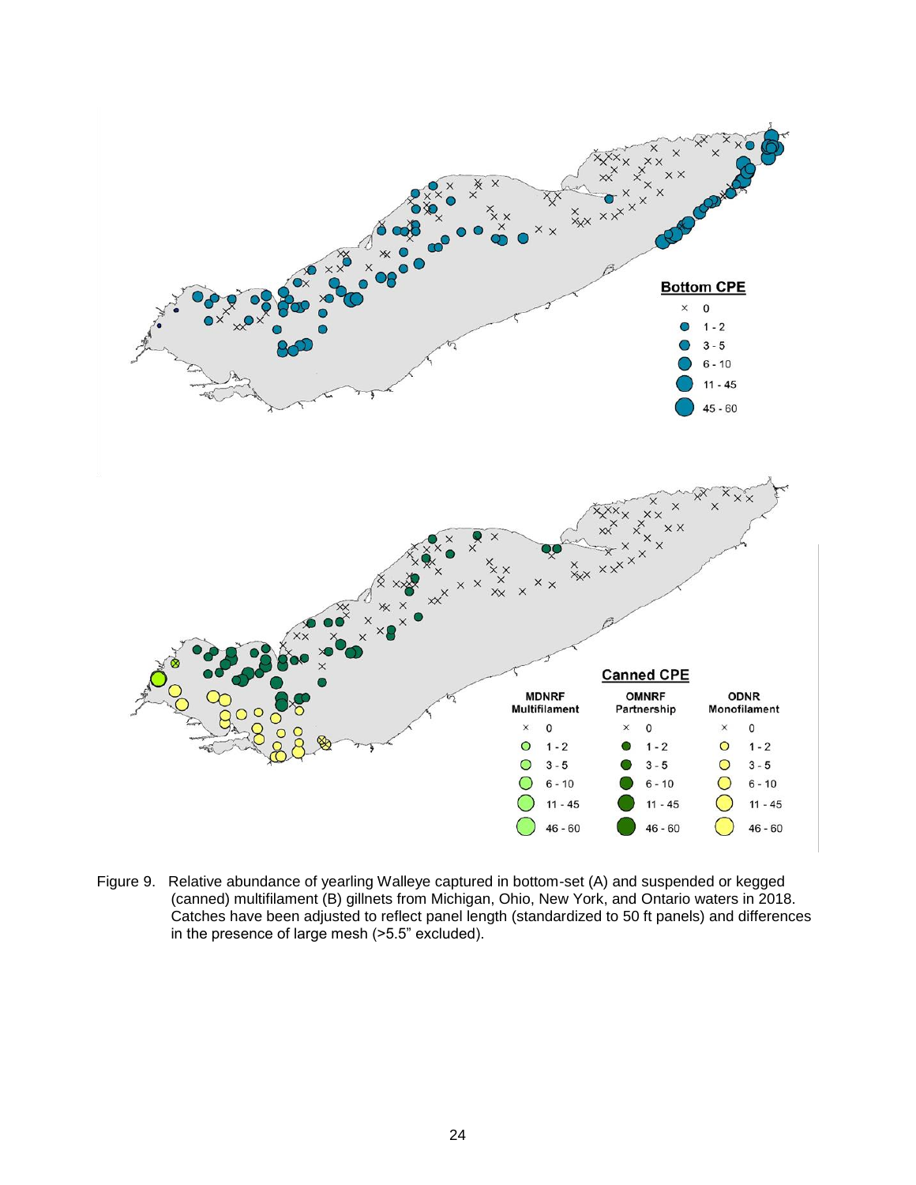Bottom CPE

× 0
1 - 2
3 - 5
6 - 10
11 - 45
45 - 60

Canned CPE

MDNRF Multifilament
× 0
1 - 2
3 - 5
6 - 10
11 - 45
46 - 60

OMNRF Partnership
× 0
1 - 2
3 - 5
6 - 10
11 - 45
46 - 60

ODNR Monofilament
× 0
1 - 2
3 - 5
6 - 10
11 - 45
46 - 60

Figure 9. Relative abundance of yearling Walleye captured in bottom-set (A) and suspended or kegged (canned) multifilament (B) gillnets from Michigan, Ohio, New York, and Ontario waters in 2018. Catches have been adjusted to reflect panel length (standardized to 50 ft panels) and differences in the presence of large mesh (>5.5" excluded).